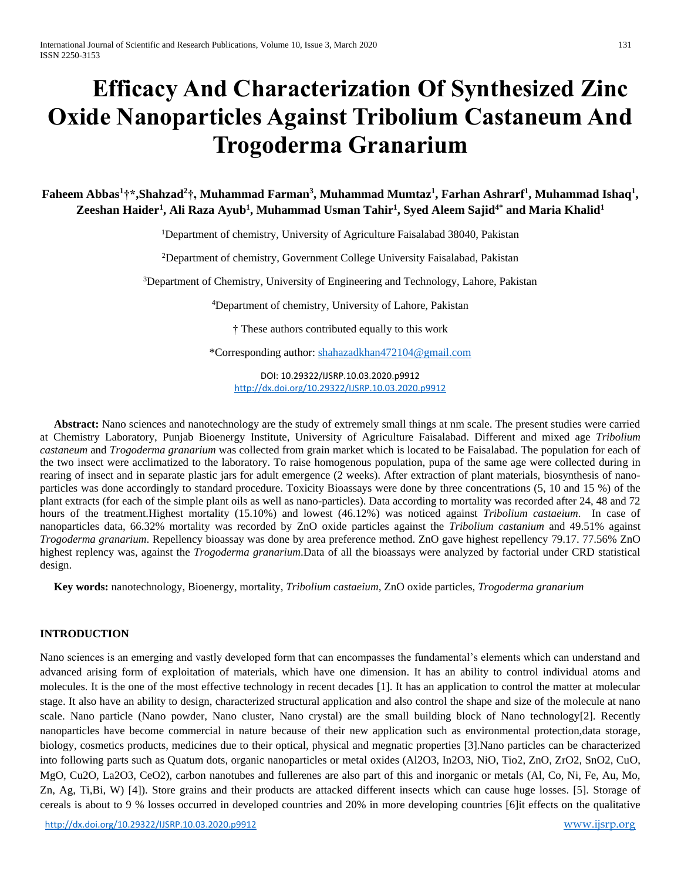# Efficacy And Characterization Of Synthesized Zinc Oxide Nanoparticles Against Tribolium Castaneum And Trogoderma Granarium

**Faheem Abbas[1]†\*, Shahzad[2]†, Muhammad Farman[3], Muhammad Mumtaz[1], Farhan Ashrarf[1], Muhammad Ishaq[1], Zeeshan Haider[1], Ali Raza Ayub[1], Muhammad Usman Tahir[1], Syed Aleem Sajid[4\*] and Maria Khalid[1]**

[1]Department of chemistry, University of Agriculture Faisalabad 38040, Pakistan

[2]Department of chemistry, Government College University Faisalabad, Pakistan

[3]Department of Chemistry, University of Engineering and Technology, Lahore, Pakistan

[4]Department of chemistry, University of Lahore, Pakistan

† These authors contributed equally to this work

\*Corresponding author: shahazadkhan472104@gmail.com

DOI: 10.29322/IJSRP.10.03.2020.p9912
http://dx.doi.org/10.29322/IJSRP.10.03.2020.p9912

**Abstract:** Nano sciences and nanotechnology are the study of extremely small things at nm scale. The present studies were carried at Chemistry Laboratory, Punjab Bioenergy Institute, University of Agriculture Faisalabad. Different and mixed age *Tribolium castaneum* and *Trogoderma granarium* was collected from grain market which is located to be Faisalabad. The population for each of the two insect were acclimatized to the laboratory. To raise homogenous population, pupa of the same age were collected during in rearing of insect and in separate plastic jars for adult emergence (2 weeks). After extraction of plant materials, biosynthesis of nano-particles was done accordingly to standard procedure. Toxicity Bioassays were done by three concentrations (5, 10 and 15 %) of the plant extracts (for each of the simple plant oils as well as nano-particles). Data according to mortality was recorded after 24, 48 and 72 hours of the treatment.Highest mortality (15.10%) and lowest (46.12%) was noticed against *Tribolium castaeium*. In case of nanoparticles data, 66.32% mortality was recorded by ZnO oxide particles against the *Tribolium castanium* and 49.51% against *Trogoderma granarium*. Repellency bioassay was done by area preference method. ZnO gave highest repellency 79.17. 77.56% ZnO highest replency was, against the *Trogoderma granarium*.Data of all the bioassays were analyzed by factorial under CRD statistical design.

**Key words:** nanotechnology, Bioenergy, mortality, *Tribolium castaeium,* ZnO oxide particles, *Trogoderma granarium*

## INTRODUCTION

Nano sciences is an emerging and vastly developed form that can encompasses the fundamental's elements which can understand and advanced arising form of exploitation of materials, which have one dimension. It has an ability to control individual atoms and molecules. It is the one of the most effective technology in recent decades [1]. It has an application to control the matter at molecular stage. It also have an ability to design, characterized structural application and also control the shape and size of the molecule at nano scale. Nano particle (Nano powder, Nano cluster, Nano crystal) are the small building block of Nano technology[2]. Recently nanoparticles have become commercial in nature because of their new application such as environmental protection,data storage, biology, cosmetics products, medicines due to their optical, physical and megnatic properties [3].Nano particles can be characterized into following parts such as Quatum dots, organic nanoparticles or metal oxides ($Al_2O_3$, $In_2O_3$, NiO, $TiO_2$, ZnO, $ZrO_2$, $SnO_2$, CuO, MgO, $Cu_2O$, $La_2O_3$, $CeO_2$), carbon nanotubes and fullerenes are also part of this and inorganic or metals (Al, Co, Ni, Fe, Au, Mo, Zn, Ag, Ti,Bi, W) [4]). Store grains and their products are attacked different insects which can cause huge losses. [5]. Storage of cereals is about to 9 % losses occurred in developed countries and 20% in more developing countries [6]it effects on the qualitative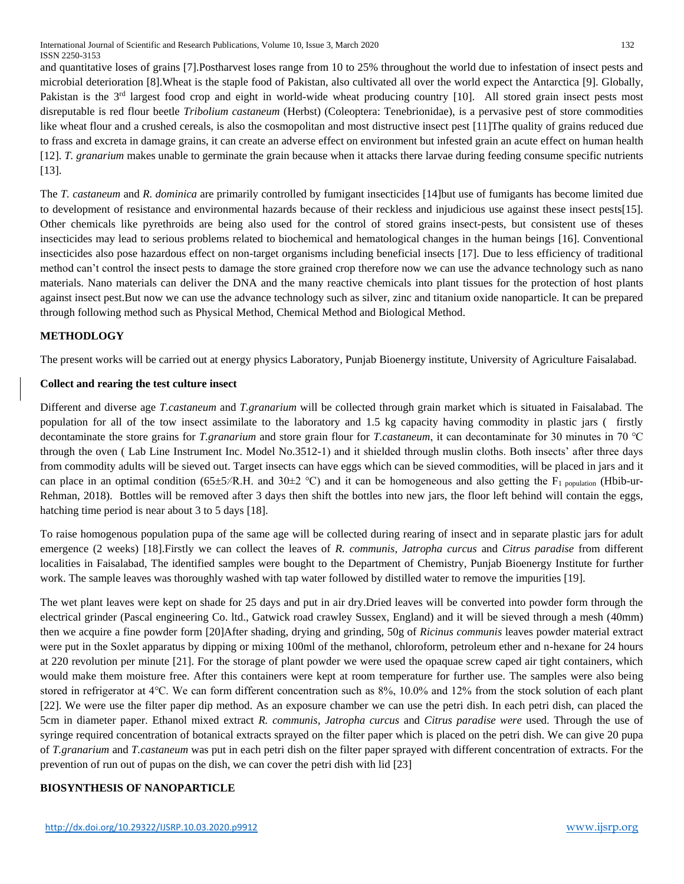and quantitative loses of grains [7].Postharvest loses range from 10 to 25% throughout the world due to infestation of insect pests and microbial deterioration [8].Wheat is the staple food of Pakistan, also cultivated all over the world expect the Antarctica [9]. Globally, Pakistan is the 3rd largest food crop and eight in world-wide wheat producing country [10]. All stored grain insect pests most disreputable is red flour beetle *Tribolium castaneum* (Herbst) (Coleoptera: Tenebrionidae), is a pervasive pest of store commodities like wheat flour and a crushed cereals, is also the cosmopolitan and most distructive insect pest [11]The quality of grains reduced due to frass and excreta in damage grains, it can create an adverse effect on environment but infested grain an acute effect on human health [12]. *T. granarium* makes unable to germinate the grain because when it attacks there larvae during feeding consume specific nutrients [13].

The *T. castaneum* and *R. dominica* are primarily controlled by fumigant insecticides [14]but use of fumigants has become limited due to development of resistance and environmental hazards because of their reckless and injudicious use against these insect pests[15]. Other chemicals like pyrethroids are being also used for the control of stored grains insect-pests, but consistent use of theses insecticides may lead to serious problems related to biochemical and hematological changes in the human beings [16]. Conventional insecticides also pose hazardous effect on non-target organisms including beneficial insects [17]. Due to less efficiency of traditional method can't control the insect pests to damage the store grained crop therefore now we can use the advance technology such as nano materials. Nano materials can deliver the DNA and the many reactive chemicals into plant tissues for the protection of host plants against insect pest.But now we can use the advance technology such as silver, zinc and titanium oxide nanoparticle. It can be prepared through following method such as Physical Method, Chemical Method and Biological Method.

## METHODLOGY

The present works will be carried out at energy physics Laboratory, Punjab Bioenergy institute, University of Agriculture Faisalabad.

### Collect and rearing the test culture insect

Different and diverse age *T.castaneum* and *T.granarium* will be collected through grain market which is situated in Faisalabad. The population for all of the tow insect assimilate to the laboratory and 1.5 kg capacity having commodity in plastic jars ( firstly decontaminate the store grains for *T.granarium* and store grain flour for *T.castaneum*, it can decontaminate for 30 minutes in 70 ℃ through the oven ( Lab Line Instrument Inc. Model No.3512-1) and it shielded through muslin cloths. Both insects' after three days from commodity adults will be sieved out. Target insects can have eggs which can be sieved commodities, will be placed in jars and it can place in an optimal condition (65±5⁄R.H. and 30±2 °C) and it can be homogeneous and also getting the $F_{1\ population}$ (Hbib-ur-Rehman, 2018). Bottles will be removed after 3 days then shift the bottles into new jars, the floor left behind will contain the eggs, hatching time period is near about 3 to 5 days [18].

To raise homogenous population pupa of the same age will be collected during rearing of insect and in separate plastic jars for adult emergence (2 weeks) [18].Firstly we can collect the leaves of *R. communis, Jatropha curcus* and *Citrus paradise* from different localities in Faisalabad, The identified samples were bought to the Department of Chemistry, Punjab Bioenergy Institute for further work. The sample leaves was thoroughly washed with tap water followed by distilled water to remove the impurities [19].

The wet plant leaves were kept on shade for 25 days and put in air dry.Dried leaves will be converted into powder form through the electrical grinder (Pascal engineering Co. ltd., Gatwick road crawley Sussex, England) and it will be sieved through a mesh (40mm) then we acquire a fine powder form [20]After shading, drying and grinding, 50g of *Ricinus communis* leaves powder material extract were put in the Soxlet apparatus by dipping or mixing 100ml of the methanol, chloroform, petroleum ether and n-hexane for 24 hours at 220 revolution per minute [21]. For the storage of plant powder we were used the opaquae screw caped air tight containers, which would make them moisture free. After this containers were kept at room temperature for further use. The samples were also being stored in refrigerator at 4℃. We can form different concentration such as 8%, 10.0% and 12% from the stock solution of each plant [22]. We were use the filter paper dip method. As an exposure chamber we can use the petri dish. In each petri dish, can placed the 5cm in diameter paper. Ethanol mixed extract *R. communis, Jatropha curcus* and *Citrus paradise were* used. Through the use of syringe required concentration of botanical extracts sprayed on the filter paper which is placed on the petri dish. We can give 20 pupa of *T.granarium* and *T.castaneum* was put in each petri dish on the filter paper sprayed with different concentration of extracts. For the prevention of run out of pupas on the dish, we can cover the petri dish with lid [23]

## BIOSYNTHESIS OF NANOPARTICLE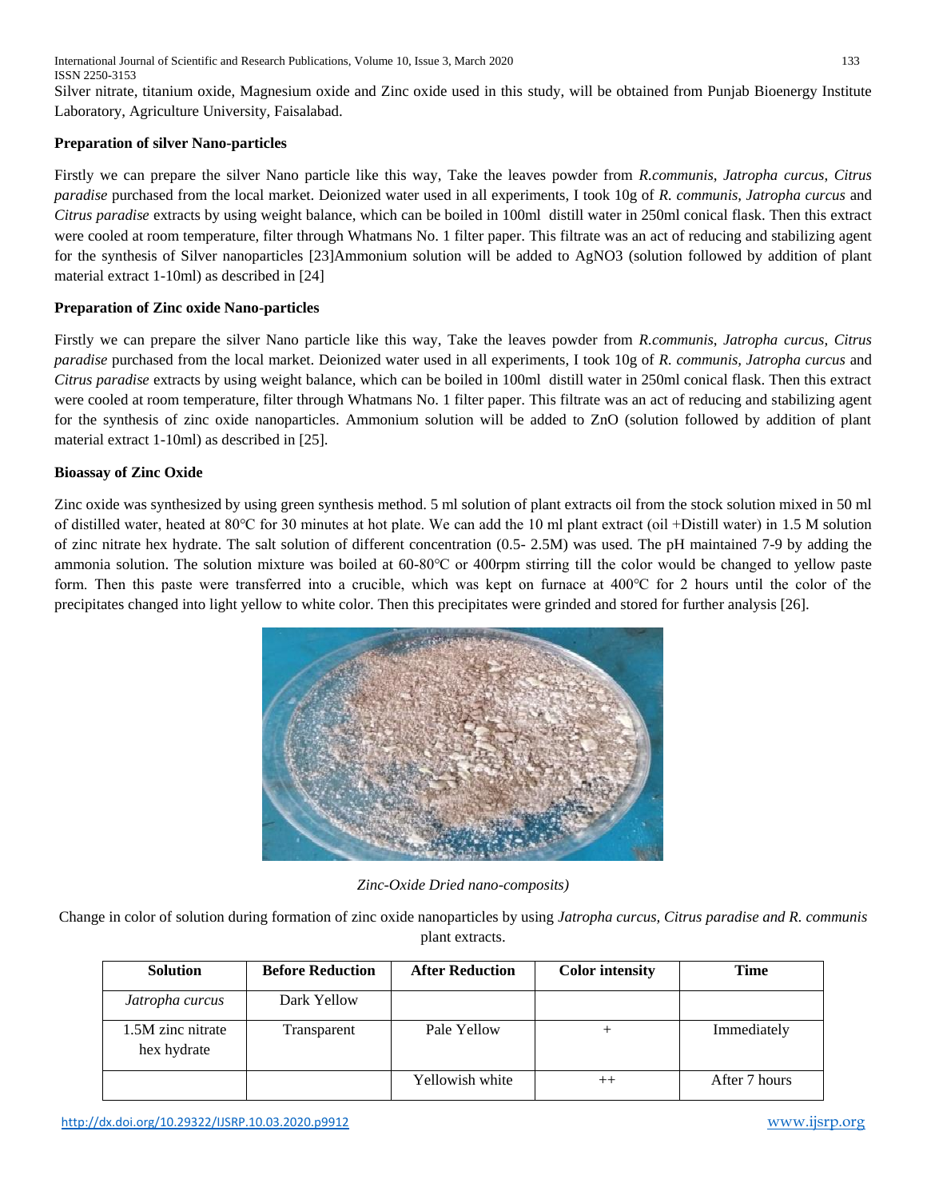Silver nitrate, titanium oxide, Magnesium oxide and Zinc oxide used in this study, will be obtained from Punjab Bioenergy Institute Laboratory, Agriculture University, Faisalabad.

**Preparation of silver Nano-particles**

Firstly we can prepare the silver Nano particle like this way, Take the leaves powder from *R.communis*, *Jatropha curcus*, *Citrus paradise* purchased from the local market. Deionized water used in all experiments, I took 10g of *R. communis, Jatropha curcus* and *Citrus paradise* extracts by using weight balance, which can be boiled in 100ml distill water in 250ml conical flask. Then this extract were cooled at room temperature, filter through Whatmans No. 1 filter paper. This filtrate was an act of reducing and stabilizing agent for the synthesis of Silver nanoparticles [23]Ammonium solution will be added to $AgNO_3$ (solution followed by addition of plant material extract 1-10ml) as described in [24]

**Preparation of Zinc oxide Nano-particles**

Firstly we can prepare the silver Nano particle like this way, Take the leaves powder from *R.communis*, *Jatropha curcus*, *Citrus paradise* purchased from the local market. Deionized water used in all experiments, I took 10g of *R. communis, Jatropha curcus* and *Citrus paradise* extracts by using weight balance, which can be boiled in 100ml distill water in 250ml conical flask. Then this extract were cooled at room temperature, filter through Whatmans No. 1 filter paper. This filtrate was an act of reducing and stabilizing agent for the synthesis of zinc oxide nanoparticles. Ammonium solution will be added to ZnO (solution followed by addition of plant material extract 1-10ml) as described in [25].

**Bioassay of Zinc Oxide**

Zinc oxide was synthesized by using green synthesis method. 5 ml solution of plant extracts oil from the stock solution mixed in 50 ml of distilled water, heated at 80°C for 30 minutes at hot plate. We can add the 10 ml plant extract (oil +Distill water) in 1.5 M solution of zinc nitrate hex hydrate. The salt solution of different concentration (0.5- 2.5M) was used. The pH maintained 7-9 by adding the ammonia solution. The solution mixture was boiled at 60-80°C or 400rpm stirring till the color would be changed to yellow paste form. Then this paste were transferred into a crucible, which was kept on furnace at 400°C for 2 hours until the color of the precipitates changed into light yellow to white color. Then this precipitates were grinded and stored for further analysis [26].

*Zinc-Oxide Dried nano-composits)*

Change in color of solution during formation of zinc oxide nanoparticles by using *Jatropha curcus, Citrus paradise and R. communis* plant extracts.

| Solution | Before Reduction | After Reduction | Color intensity | Time |
|---|---|---|---|---|
| *Jatropha curcus* | Dark Yellow | | | |
| 1.5M zinc nitrate hex hydrate | Transparent | Pale Yellow | + | Immediately |
| | | Yellowish white | ++ | After 7 hours |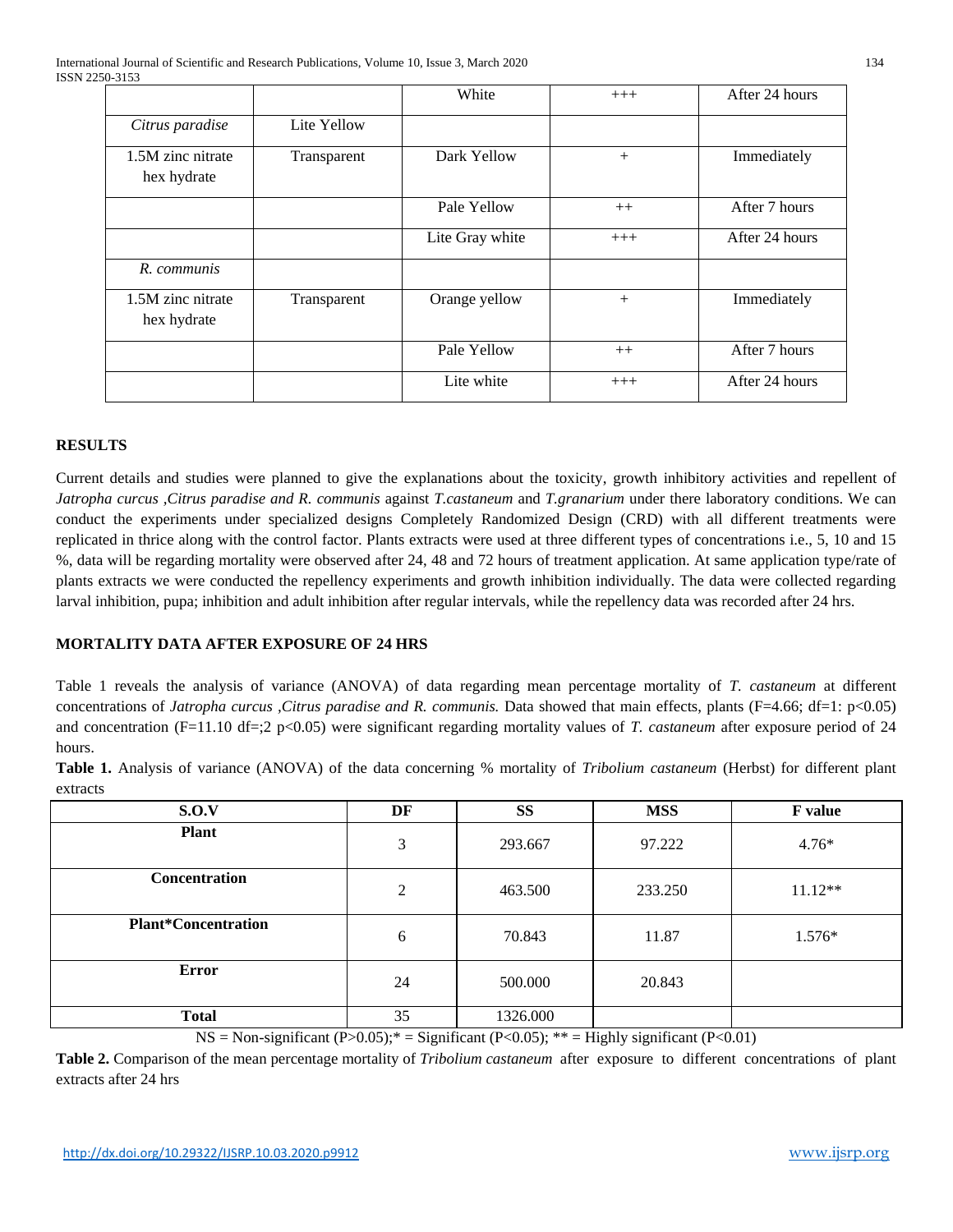|  |  | White | +++ | After 24 hours |
|---|---|---|---|---|
| *Citrus paradise* | Lite Yellow |  |  |  |
| 1.5M zinc nitrate hex hydrate | Transparent | Dark Yellow | + | Immediately |
|  |  | Pale Yellow | ++ | After 7 hours |
|  |  | Lite Gray white | +++ | After 24 hours |
| *R. communis* |  |  |  |  |
| 1.5M zinc nitrate hex hydrate | Transparent | Orange yellow | + | Immediately |
|  |  | Pale Yellow | ++ | After 7 hours |
|  |  | Lite white | +++ | After 24 hours |

## RESULTS

Current details and studies were planned to give the explanations about the toxicity, growth inhibitory activities and repellent of *Jatropha curcus ,Citrus paradise and R. communis* against *T.castaneum* and *T.granarium* under there laboratory conditions. We can conduct the experiments under specialized designs Completely Randomized Design (CRD) with all different treatments were replicated in thrice along with the control factor. Plants extracts were used at three different types of concentrations i.e., 5, 10 and 15 %, data will be regarding mortality were observed after 24, 48 and 72 hours of treatment application. At same application type/rate of plants extracts we were conducted the repellency experiments and growth inhibition individually. The data were collected regarding larval inhibition, pupa; inhibition and adult inhibition after regular intervals, while the repellency data was recorded after 24 hrs.

## MORTALITY DATA AFTER EXPOSURE OF 24 HRS

Table 1 reveals the analysis of variance (ANOVA) of data regarding mean percentage mortality of *T. castaneum* at different concentrations of *Jatropha curcus ,Citrus paradise and R. communis.* Data showed that main effects, plants (F=4.66; df=1: p<0.05) and concentration (F=11.10 df=;2 p<0.05) were significant regarding mortality values of *T. castaneum* after exposure period of 24 hours.

**Table 1.** Analysis of variance (ANOVA) of the data concerning % mortality of *Tribolium castaneum* (Herbst) for different plant extracts

| S.O.V | DF | SS | MSS | F value |
|---|---|---|---|---|
| **Plant** | 3 | 293.667 | 97.222 | 4.76* |
| **Concentration** | 2 | 463.500 | 233.250 | 11.12** |
| **Plant*Concentration** | 6 | 70.843 | 11.87 | 1.576* |
| **Error** | 24 | 500.000 | 20.843 |  |
| **Total** | 35 | 1326.000 |  |  |

NS = Non-significant (P>0.05);* = Significant (P<0.05); ** = Highly significant (P<0.01)

**Table 2.** Comparison of the mean percentage mortality of *Tribolium castaneum* after exposure to different concentrations of plant extracts after 24 hrs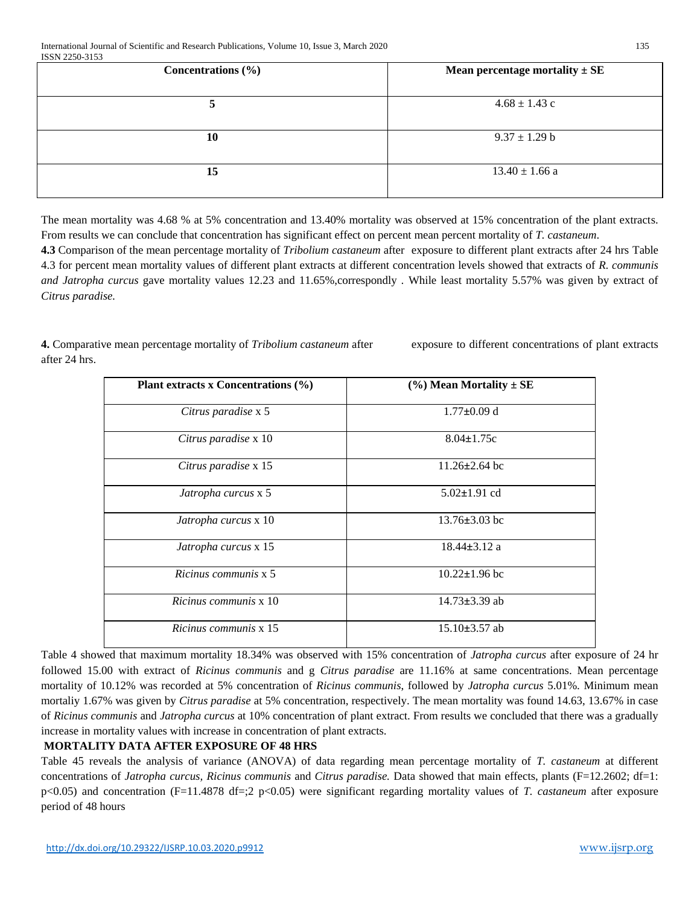| Concentrations (%) | Mean percentage mortality ± SE |
|---|---|
| 5 | 4.68 ± 1.43 c |
| 10 | 9.37 ± 1.29 b |
| 15 | 13.40 ± 1.66 a |

The mean mortality was 4.68 % at 5% concentration and 13.40% mortality was observed at 15% concentration of the plant extracts. From results we can conclude that concentration has significant effect on percent mean percent mortality of *T. castaneum*.

**4.3** Comparison of the mean percentage mortality of *Tribolium castaneum* after exposure to different plant extracts after 24 hrs Table 4.3 for percent mean mortality values of different plant extracts at different concentration levels showed that extracts of *R. communis and Jatropha curcus* gave mortality values 12.23 and 11.65%,correspondly . While least mortality 5.57% was given by extract of *Citrus paradise.*

**4.** Comparative mean percentage mortality of *Tribolium castaneum* after exposure to different concentrations of plant extracts after 24 hrs.

| Plant extracts x Concentrations (%) | (%) Mean Mortality ± SE |
|---|---|
| *Citrus paradise* x 5 | 1.77±0.09 d |
| *Citrus paradise* x 10 | 8.04±1.75c |
| *Citrus paradise* x 15 | 11.26±2.64 bc |
| *Jatropha curcus* x 5 | 5.02±1.91 cd |
| *Jatropha curcus* x 10 | 13.76±3.03 bc |
| *Jatropha curcus* x 15 | 18.44±3.12 a |
| *Ricinus communis* x 5 | 10.22±1.96 bc |
| *Ricinus communis* x 10 | 14.73±3.39 ab |
| *Ricinus communis* x 15 | 15.10±3.57 ab |

Table 4 showed that maximum mortality 18.34% was observed with 15% concentration of *Jatropha curcus* after exposure of 24 hr followed 15.00 with extract of *Ricinus communis* and g *Citrus paradise* are 11.16% at same concentrations. Mean percentage mortality of 10.12% was recorded at 5% concentration of *Ricinus communis*, followed by *Jatropha curcus* 5.01%. Minimum mean mortaliy 1.67% was given by *Citrus paradise* at 5% concentration, respectively. The mean mortality was found 14.63, 13.67% in case of *Ricinus communis* and *Jatropha curcus* at 10% concentration of plant extract. From results we concluded that there was a gradually increase in mortality values with increase in concentration of plant extracts.

**MORTALITY DATA AFTER EXPOSURE OF 48 HRS**

Table 45 reveals the analysis of variance (ANOVA) of data regarding mean percentage mortality of *T. castaneum* at different concentrations of *Jatropha curcus, Ricinus communis* and *Citrus paradise.* Data showed that main effects, plants (F=12.2602; df=1: $p<0.05$) and concentration (F=11.4878 df=;2 $p<0.05$) were significant regarding mortality values of *T. castaneum* after exposure period of 48 hours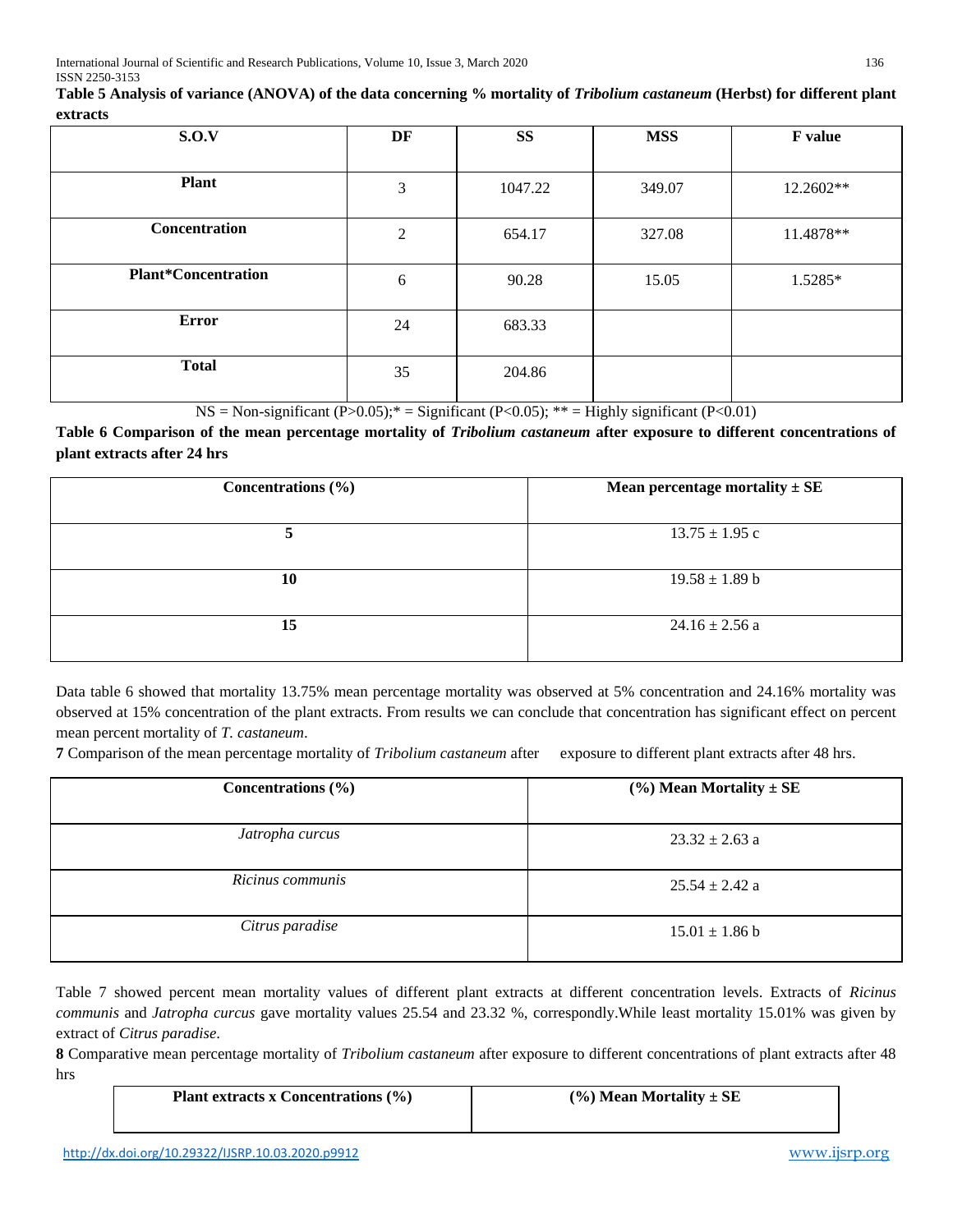**Table 5 Analysis of variance (ANOVA) of the data concerning % mortality of *Tribolium castaneum* (Herbst) for different plant extracts**

| S.O.V | DF | SS | MSS | F value |
|---|---|---|---|---|
| **Plant** | 3 | 1047.22 | 349.07 | 12.2602** |
| **Concentration** | 2 | 654.17 | 327.08 | 11.4878** |
| **Plant*Concentration** | 6 | 90.28 | 15.05 | 1.5285* |
| **Error** | 24 | 683.33 | | |
| **Total** | 35 | 204.86 | | |

NS = Non-significant (P>0.05);* = Significant (P<0.05); ** = Highly significant (P<0.01)

**Table 6 Comparison of the mean percentage mortality of *Tribolium castaneum* after exposure to different concentrations of plant extracts after 24 hrs**

| Concentrations (%) | Mean percentage mortality ± SE |
|---|---|
| **5** | 13.75 ± 1.95 c |
| **10** | 19.58 ± 1.89 b |
| **15** | 24.16 ± 2.56 a |

Data table 6 showed that mortality 13.75% mean percentage mortality was observed at 5% concentration and 24.16% mortality was observed at 15% concentration of the plant extracts. From results we can conclude that concentration has significant effect on percent mean percent mortality of *T. castaneum*.

**7** Comparison of the mean percentage mortality of *Tribolium castaneum* after exposure to different plant extracts after 48 hrs.

| Concentrations (%) | (%) Mean Mortality ± SE |
|---|---|
| *Jatropha curcus* | 23.32 ± 2.63 a |
| *Ricinus communis* | 25.54 ± 2.42 a |
| *Citrus paradise* | 15.01 ± 1.86 b |

Table 7 showed percent mean mortality values of different plant extracts at different concentration levels. Extracts of *Ricinus communis* and *Jatropha curcus* gave mortality values 25.54 and 23.32 %, correspondly.While least mortality 15.01% was given by extract of *Citrus paradise*.

**8** Comparative mean percentage mortality of *Tribolium castaneum* after exposure to different concentrations of plant extracts after 48 hrs

| Plant extracts x Concentrations (%) | (%) Mean Mortality ± SE |
|---|---|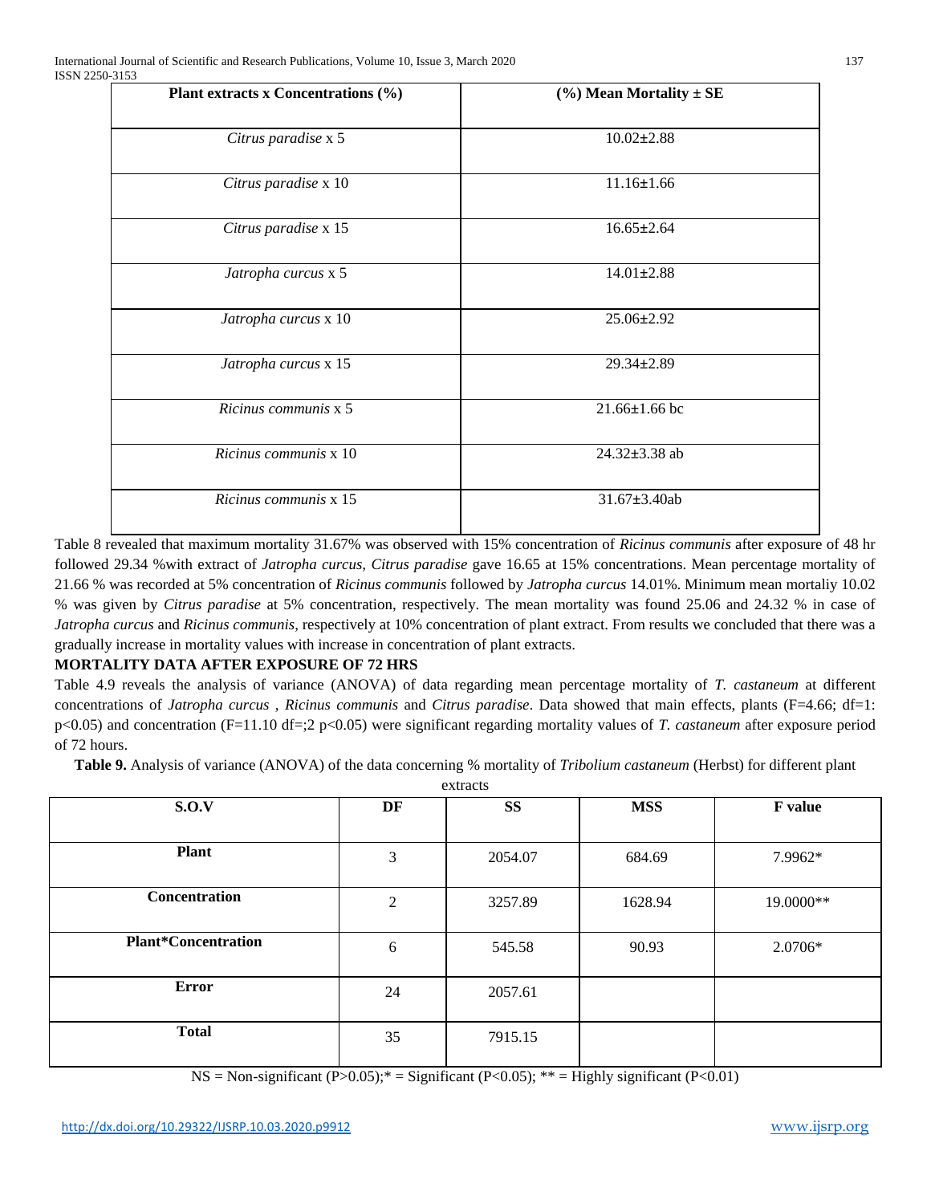| Plant extracts x Concentrations (%) | (%) Mean Mortality ± SE |
|---|---|
| *Citrus paradise* x 5 | 10.02±2.88 |
| *Citrus paradise* x 10 | 11.16±1.66 |
| *Citrus paradise* x 15 | 16.65±2.64 |
| *Jatropha curcus* x 5 | 14.01±2.88 |
| *Jatropha curcus* x 10 | 25.06±2.92 |
| *Jatropha curcus* x 15 | 29.34±2.89 |
| *Ricinus communis* x 5 | 21.66±1.66 bc |
| *Ricinus communis* x 10 | 24.32±3.38 ab |
| *Ricinus communis* x 15 | 31.67±3.40ab |

Table 8 revealed that maximum mortality 31.67% was observed with 15% concentration of *Ricinus communis* after exposure of 48 hr followed 29.34 %with extract of *Jatropha curcus, Citrus paradise* gave 16.65 at 15% concentrations. Mean percentage mortality of 21.66 % was recorded at 5% concentration of *Ricinus communis* followed by *Jatropha curcus* 14.01%. Minimum mean mortaliy 10.02 % was given by *Citrus paradise* at 5% concentration, respectively. The mean mortality was found 25.06 and 24.32 % in case of *Jatropha curcus* and *Ricinus communis*, respectively at 10% concentration of plant extract. From results we concluded that there was a gradually increase in mortality values with increase in concentration of plant extracts.

**MORTALITY DATA AFTER EXPOSURE OF 72 HRS**

Table 4.9 reveals the analysis of variance (ANOVA) of data regarding mean percentage mortality of *T. castaneum* at different concentrations of *Jatropha curcus* , *Ricinus communis* and *Citrus paradise*. Data showed that main effects, plants (F=4.66; df=1: p<0.05) and concentration (F=11.10 df=;2 p<0.05) were significant regarding mortality values of *T. castaneum* after exposure period of 72 hours.

**Table 9.** Analysis of variance (ANOVA) of the data concerning % mortality of *Tribolium castaneum* (Herbst) for different plant extracts

| S.O.V | DF | SS | MSS | F value |
|---|---|---|---|---|
| **Plant** | 3 | 2054.07 | 684.69 | 7.9962* |
| **Concentration** | 2 | 3257.89 | 1628.94 | 19.0000** |
| **Plant*Concentration** | 6 | 545.58 | 90.93 | 2.0706* |
| **Error** | 24 | 2057.61 | | |
| **Total** | 35 | 7915.15 | | |

NS = Non-significant (P>0.05);* = Significant (P<0.05); ** = Highly significant (P<0.01)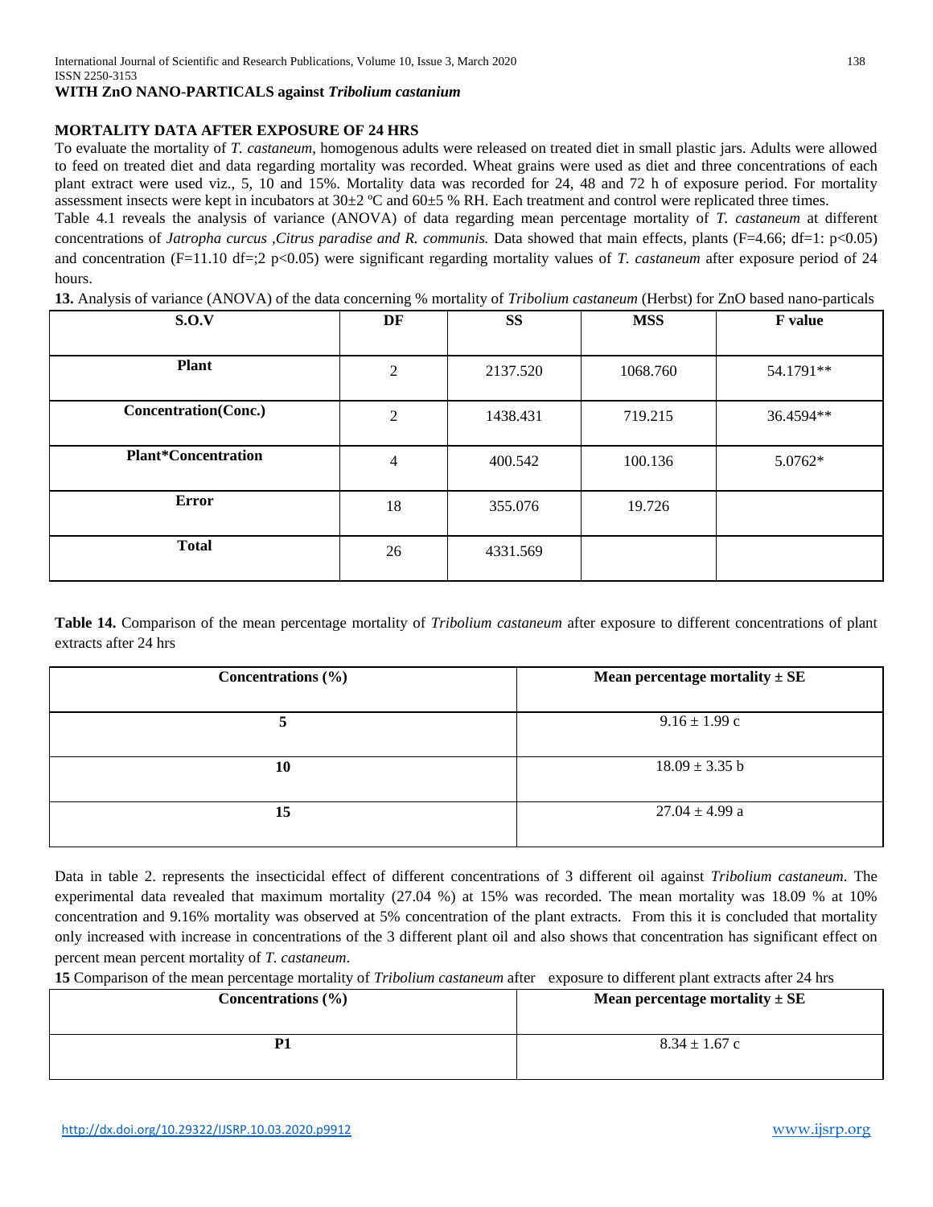**WITH ZnO NANO-PARTICALS against *Tribolium castanium***

**MORTALITY DATA AFTER EXPOSURE OF 24 HRS**

To evaluate the mortality of *T. castaneum*, homogenous adults were released on treated diet in small plastic jars. Adults were allowed to feed on treated diet and data regarding mortality was recorded. Wheat grains were used as diet and three concentrations of each plant extract were used viz., 5, 10 and 15%. Mortality data was recorded for 24, 48 and 72 h of exposure period. For mortality assessment insects were kept in incubators at 30±2 ºC and 60±5 % RH. Each treatment and control were replicated three times.

Table 4.1 reveals the analysis of variance (ANOVA) of data regarding mean percentage mortality of *T. castaneum* at different concentrations of *Jatropha curcus ,Citrus paradise and R. communis.* Data showed that main effects, plants (F=4.66; df=1: $p<0.05$) and concentration (F=11.10 df=;2 $p<0.05$) were significant regarding mortality values of *T. castaneum* after exposure period of 24 hours.

**13.** Analysis of variance (ANOVA) of the data concerning % mortality of *Tribolium castaneum* (Herbst) for ZnO based nano-particals

| S.O.V | DF | SS | MSS | F value |
|---|---|---|---|---|
| **Plant** | 2 | 2137.520 | 1068.760 | 54.1791** |
| **Concentration(Conc.)** | 2 | 1438.431 | 719.215 | 36.4594** |
| **Plant*Concentration** | 4 | 400.542 | 100.136 | 5.0762* |
| **Error** | 18 | 355.076 | 19.726 | |
| **Total** | 26 | 4331.569 | | |

**Table 14.** Comparison of the mean percentage mortality of *Tribolium castaneum* after exposure to different concentrations of plant extracts after 24 hrs

| Concentrations (%) | Mean percentage mortality ± SE |
|---|---|
| **5** | 9.16 ± 1.99 c |
| **10** | 18.09 ± 3.35 b |
| **15** | 27.04 ± 4.99 a |

Data in table 2. represents the insecticidal effect of different concentrations of 3 different oil against *Tribolium castaneum*. The experimental data revealed that maximum mortality (27.04 %) at 15% was recorded. The mean mortality was 18.09 % at 10% concentration and 9.16% mortality was observed at 5% concentration of the plant extracts. From this it is concluded that mortality only increased with increase in concentrations of the 3 different plant oil and also shows that concentration has significant effect on percent mean percent mortality of *T. castaneum*.

**15** Comparison of the mean percentage mortality of *Tribolium castaneum* after exposure to different plant extracts after 24 hrs

| Concentrations (%) | Mean percentage mortality ± SE |
|---|---|
| **P1** | 8.34 ± 1.67 c |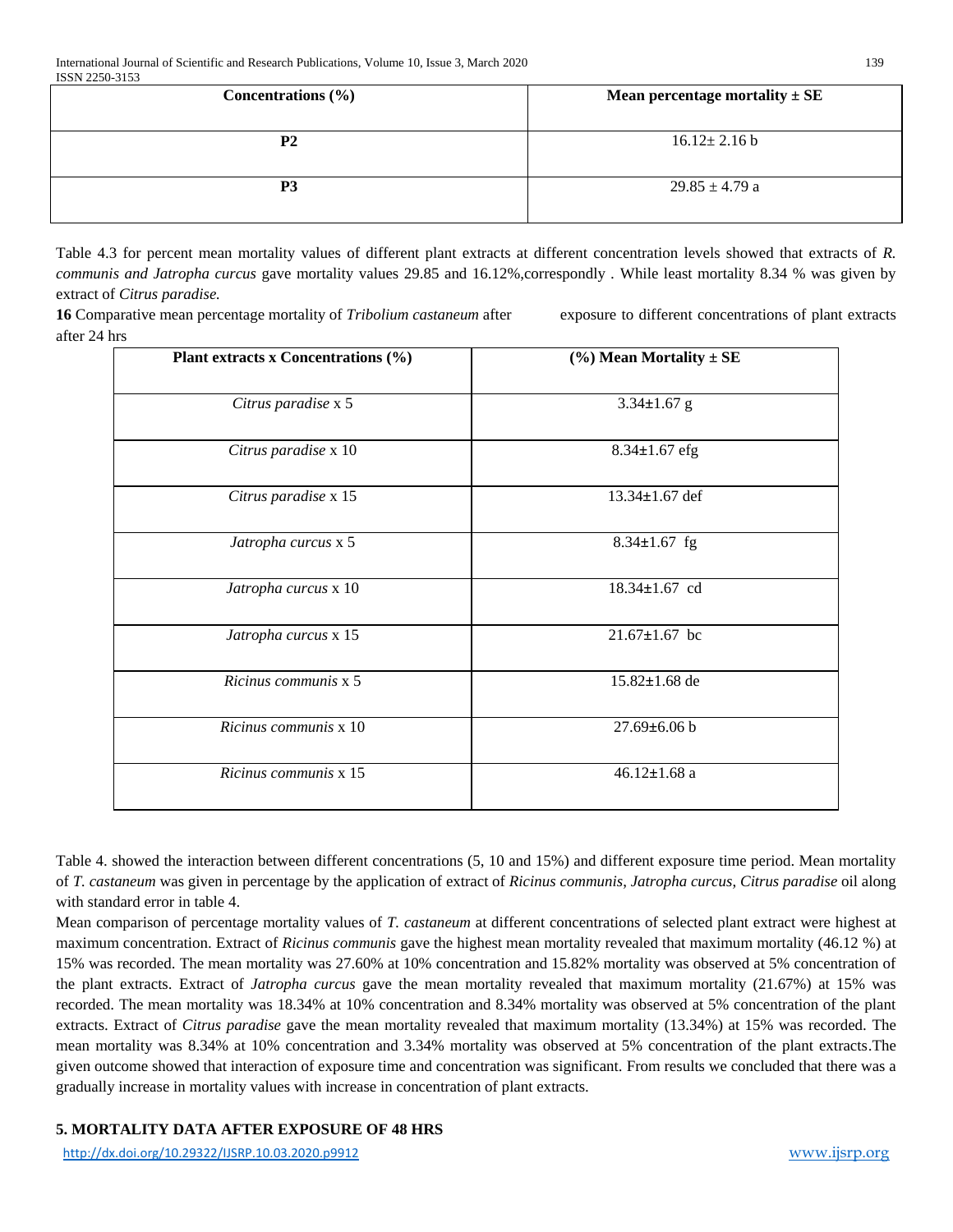| Concentrations (%) | Mean percentage mortality ± SE |
|---|---|
| P2 | 16.12± 2.16 b |
| P3 | 29.85 ± 4.79 a |

Table 4.3 for percent mean mortality values of different plant extracts at different concentration levels showed that extracts of *R. communis and Jatropha curcus* gave mortality values 29.85 and 16.12%,correspondly . While least mortality 8.34 % was given by extract of *Citrus paradise.*

**16** Comparative mean percentage mortality of *Tribolium castaneum* after exposure to different concentrations of plant extracts after 24 hrs

| Plant extracts x Concentrations (%) | (%) Mean Mortality ± SE |
|---|---|
| *Citrus paradise* x 5 | 3.34±1.67 g |
| *Citrus paradise* x 10 | 8.34±1.67 efg |
| *Citrus paradise* x 15 | 13.34±1.67 def |
| *Jatropha curcus* x 5 | 8.34±1.67 fg |
| *Jatropha curcus* x 10 | 18.34±1.67 cd |
| *Jatropha curcus* x 15 | 21.67±1.67 bc |
| *Ricinus communis* x 5 | 15.82±1.68 de |
| *Ricinus communis* x 10 | 27.69±6.06 b |
| *Ricinus communis* x 15 | 46.12±1.68 a |

Table 4. showed the interaction between different concentrations (5, 10 and 15%) and different exposure time period. Mean mortality of *T. castaneum* was given in percentage by the application of extract of *Ricinus communis*, *Jatropha curcus*, *Citrus paradise* oil along with standard error in table 4.

Mean comparison of percentage mortality values of *T. castaneum* at different concentrations of selected plant extract were highest at maximum concentration. Extract of *Ricinus communis* gave the highest mean mortality revealed that maximum mortality (46.12 %) at 15% was recorded. The mean mortality was 27.60% at 10% concentration and 15.82% mortality was observed at 5% concentration of the plant extracts. Extract of *Jatropha curcus* gave the mean mortality revealed that maximum mortality (21.67%) at 15% was recorded. The mean mortality was 18.34% at 10% concentration and 8.34% mortality was observed at 5% concentration of the plant extracts. Extract of *Citrus paradise* gave the mean mortality revealed that maximum mortality (13.34%) at 15% was recorded. The mean mortality was 8.34% at 10% concentration and 3.34% mortality was observed at 5% concentration of the plant extracts.The given outcome showed that interaction of exposure time and concentration was significant. From results we concluded that there was a gradually increase in mortality values with increase in concentration of plant extracts.

## 5. MORTALITY DATA AFTER EXPOSURE OF 48 HRS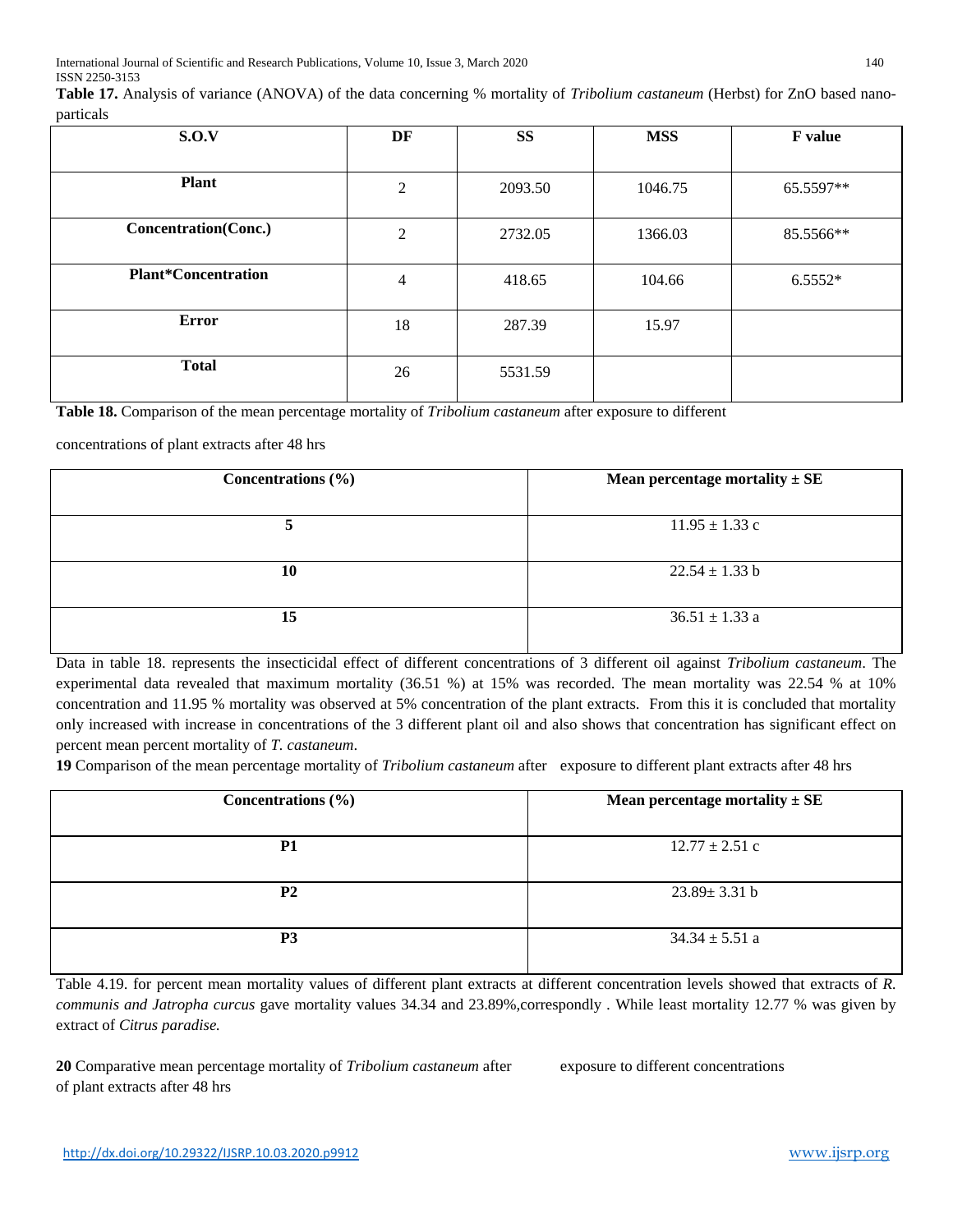**Table 17.** Analysis of variance (ANOVA) of the data concerning % mortality of *Tribolium castaneum* (Herbst) for ZnO based nano-particals

| S.O.V | DF | SS | MSS | F value |
|---|---|---|---|---|
| **Plant** | 2 | 2093.50 | 1046.75 | 65.5597** |
| **Concentration(Conc.)** | 2 | 2732.05 | 1366.03 | 85.5566** |
| **Plant*Concentration** | 4 | 418.65 | 104.66 | 6.5552* |
| **Error** | 18 | 287.39 | 15.97 | |
| **Total** | 26 | 5531.59 | | |

**Table 18.** Comparison of the mean percentage mortality of *Tribolium castaneum* after exposure to different concentrations of plant extracts after 48 hrs

| Concentrations (%) | Mean percentage mortality ± SE |
|---|---|
| **5** | 11.95 ± 1.33 c |
| **10** | 22.54 ± 1.33 b |
| **15** | 36.51 ± 1.33 a |

Data in table 18. represents the insecticidal effect of different concentrations of 3 different oil against *Tribolium castaneum*. The experimental data revealed that maximum mortality (36.51 %) at 15% was recorded. The mean mortality was 22.54 % at 10% concentration and 11.95 % mortality was observed at 5% concentration of the plant extracts. From this it is concluded that mortality only increased with increase in concentrations of the 3 different plant oil and also shows that concentration has significant effect on percent mean percent mortality of *T. castaneum*.

**19** Comparison of the mean percentage mortality of *Tribolium castaneum* after exposure to different plant extracts after 48 hrs

| Concentrations (%) | Mean percentage mortality ± SE |
|---|---|
| **P1** | 12.77 ± 2.51 c |
| **P2** | 23.89± 3.31 b |
| **P3** | 34.34 ± 5.51 a |

Table 4.19. for percent mean mortality values of different plant extracts at different concentration levels showed that extracts of *R. communis and Jatropha curcus* gave mortality values 34.34 and 23.89%,correspondly . While least mortality 12.77 % was given by extract of *Citrus paradise.*

**20** Comparative mean percentage mortality of *Tribolium castaneum* after exposure to different concentrations of plant extracts after 48 hrs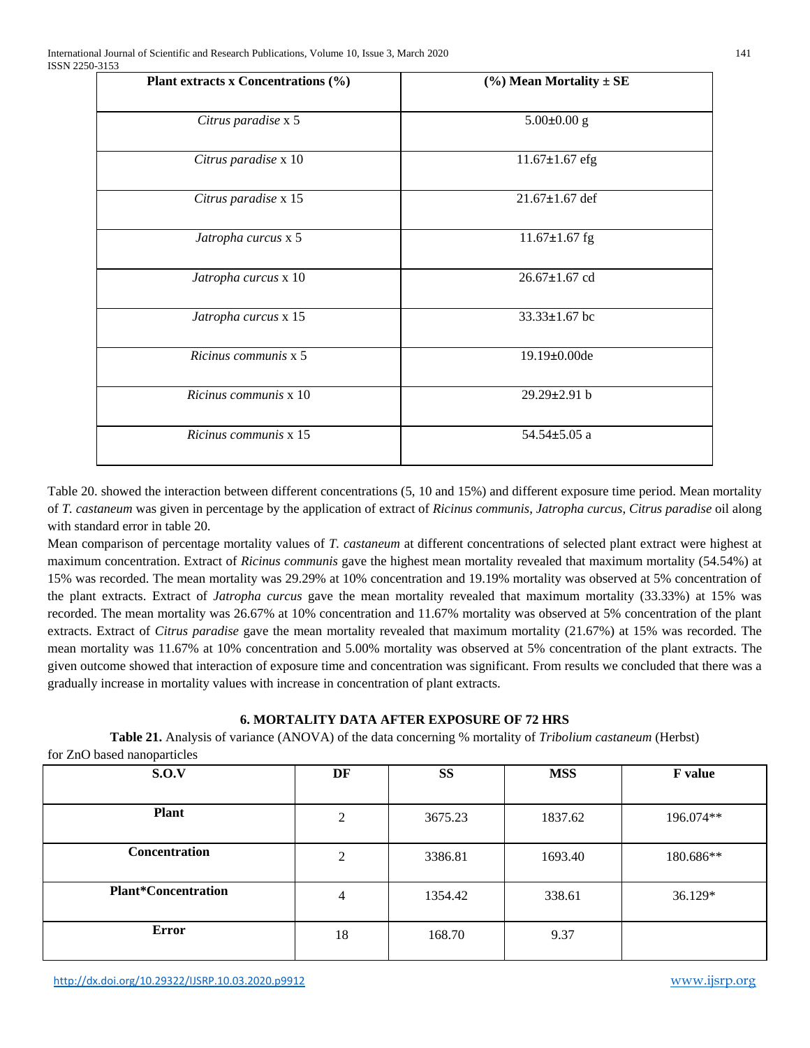| Plant extracts x Concentrations (%) | (%) Mean Mortality ± SE |
|---|---|
| *Citrus paradise* x 5 | 5.00±0.00 g |
| *Citrus paradise* x 10 | 11.67±1.67 efg |
| *Citrus paradise* x 15 | 21.67±1.67 def |
| *Jatropha curcus* x 5 | 11.67±1.67 fg |
| *Jatropha curcus* x 10 | 26.67±1.67 cd |
| *Jatropha curcus* x 15 | 33.33±1.67 bc |
| *Ricinus communis* x 5 | 19.19±0.00de |
| *Ricinus communis* x 10 | 29.29±2.91 b |
| *Ricinus communis* x 15 | 54.54±5.05 a |

Table 20. showed the interaction between different concentrations (5, 10 and 15%) and different exposure time period. Mean mortality of *T. castaneum* was given in percentage by the application of extract of *Ricinus communis*, *Jatropha curcus*, *Citrus paradise* oil along with standard error in table 20.

Mean comparison of percentage mortality values of *T. castaneum* at different concentrations of selected plant extract were highest at maximum concentration. Extract of *Ricinus communis* gave the highest mean mortality revealed that maximum mortality (54.54%) at 15% was recorded. The mean mortality was 29.29% at 10% concentration and 19.19% mortality was observed at 5% concentration of the plant extracts. Extract of *Jatropha curcus* gave the mean mortality revealed that maximum mortality (33.33%) at 15% was recorded. The mean mortality was 26.67% at 10% concentration and 11.67% mortality was observed at 5% concentration of the plant extracts. Extract of *Citrus paradise* gave the mean mortality revealed that maximum mortality (21.67%) at 15% was recorded. The mean mortality was 11.67% at 10% concentration and 5.00% mortality was observed at 5% concentration of the plant extracts. The given outcome showed that interaction of exposure time and concentration was significant. From results we concluded that there was a gradually increase in mortality values with increase in concentration of plant extracts.

## 6. MORTALITY DATA AFTER EXPOSURE OF 72 HRS

**Table 21.** Analysis of variance (ANOVA) of the data concerning % mortality of *Tribolium castaneum* (Herbst) for ZnO based nanoparticles

| S.O.V | DF | SS | MSS | F value |
|---|---|---|---|---|
| **Plant** | 2 | 3675.23 | 1837.62 | 196.074** |
| **Concentration** | 2 | 3386.81 | 1693.40 | 180.686** |
| **Plant*Concentration** | 4 | 1354.42 | 338.61 | 36.129* |
| **Error** | 18 | 168.70 | 9.37 | |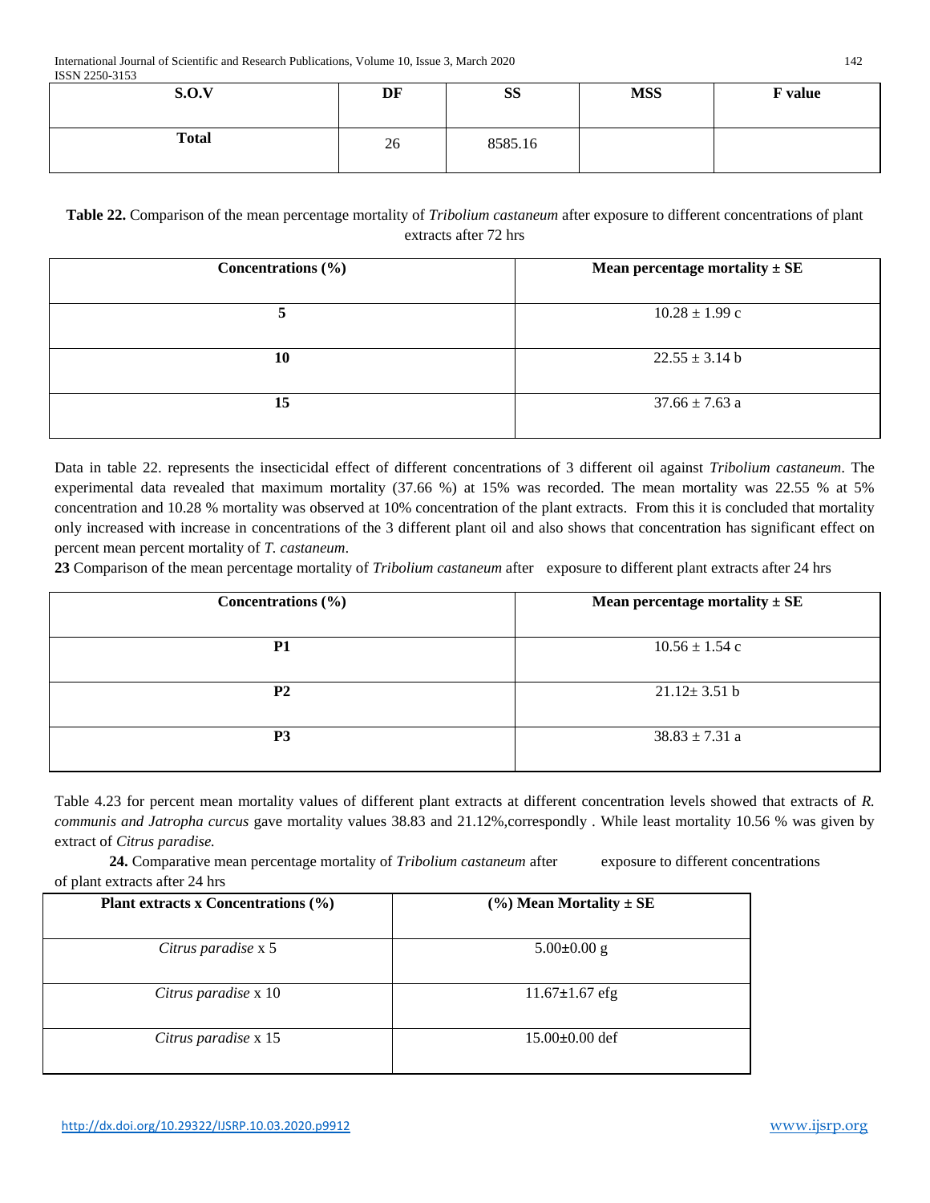| S.O.V | DF | SS | MSS | F value |
|---|---|---|---|---|
| Total | 26 | 8585.16 | | |

**Table 22.** Comparison of the mean percentage mortality of *Tribolium castaneum* after exposure to different concentrations of plant extracts after 72 hrs

| Concentrations (%) | Mean percentage mortality ± SE |
|---|---|
| 5 | 10.28 ± 1.99 c |
| 10 | 22.55 ± 3.14 b |
| 15 | 37.66 ± 7.63 a |

Data in table 22. represents the insecticidal effect of different concentrations of 3 different oil against *Tribolium castaneum*. The experimental data revealed that maximum mortality (37.66 %) at 15% was recorded. The mean mortality was 22.55 % at 5% concentration and 10.28 % mortality was observed at 10% concentration of the plant extracts. From this it is concluded that mortality only increased with increase in concentrations of the 3 different plant oil and also shows that concentration has significant effect on percent mean percent mortality of *T. castaneum*.

**23** Comparison of the mean percentage mortality of *Tribolium castaneum* after exposure to different plant extracts after 24 hrs

| Concentrations (%) | Mean percentage mortality ± SE |
|---|---|
| P1 | 10.56 ± 1.54 c |
| P2 | 21.12± 3.51 b |
| P3 | 38.83 ± 7.31 a |

Table 4.23 for percent mean mortality values of different plant extracts at different concentration levels showed that extracts of *R. communis and Jatropha curcus* gave mortality values 38.83 and 21.12%,correspondly . While least mortality 10.56 % was given by extract of *Citrus paradise.*

**24.** Comparative mean percentage mortality of *Tribolium castaneum* after exposure to different concentrations of plant extracts after 24 hrs

| Plant extracts x Concentrations (%) | (%) Mean Mortality ± SE |
|---|---|
| *Citrus paradise* x 5 | 5.00±0.00 g |
| *Citrus paradise* x 10 | 11.67±1.67 efg |
| *Citrus paradise* x 15 | 15.00±0.00 def |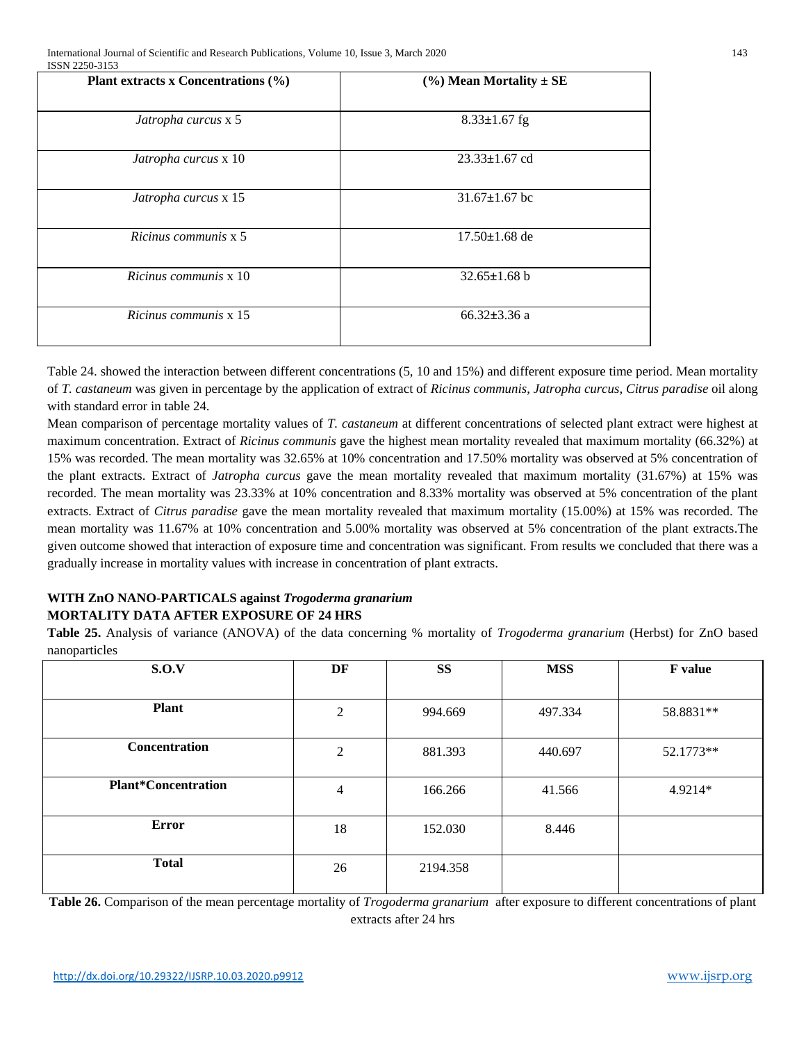| Plant extracts x Concentrations (%) | (%) Mean Mortality ± SE |
| --- | --- |
| *Jatropha curcus* x 5 | 8.33±1.67 fg |
| *Jatropha curcus* x 10 | 23.33±1.67 cd |
| *Jatropha curcus* x 15 | 31.67±1.67 bc |
| *Ricinus communis* x 5 | 17.50±1.68 de |
| *Ricinus communis* x 10 | 32.65±1.68 b |
| *Ricinus communis* x 15 | 66.32±3.36 a |

Table 24. showed the interaction between different concentrations (5, 10 and 15%) and different exposure time period. Mean mortality of *T. castaneum* was given in percentage by the application of extract of *Ricinus communis*, *Jatropha curcus*, *Citrus paradise* oil along with standard error in table 24.

Mean comparison of percentage mortality values of *T. castaneum* at different concentrations of selected plant extract were highest at maximum concentration. Extract of *Ricinus communis* gave the highest mean mortality revealed that maximum mortality (66.32%) at 15% was recorded. The mean mortality was 32.65% at 10% concentration and 17.50% mortality was observed at 5% concentration of the plant extracts. Extract of *Jatropha curcus* gave the mean mortality revealed that maximum mortality (31.67%) at 15% was recorded. The mean mortality was 23.33% at 10% concentration and 8.33% mortality was observed at 5% concentration of the plant extracts. Extract of *Citrus paradise* gave the mean mortality revealed that maximum mortality (15.00%) at 15% was recorded. The mean mortality was 11.67% at 10% concentration and 5.00% mortality was observed at 5% concentration of the plant extracts.The given outcome showed that interaction of exposure time and concentration was significant. From results we concluded that there was a gradually increase in mortality values with increase in concentration of plant extracts.

**WITH ZnO NANO-PARTICALS against *Trogoderma granarium***

**MORTALITY DATA AFTER EXPOSURE OF 24 HRS**

**Table 25.** Analysis of variance (ANOVA) of the data concerning % mortality of *Trogoderma granarium* (Herbst) for ZnO based nanoparticles

| S.O.V | DF | SS | MSS | F value |
| --- | --- | --- | --- | --- |
| **Plant** | 2 | 994.669 | 497.334 | 58.8831** |
| **Concentration** | 2 | 881.393 | 440.697 | 52.1773** |
| **Plant*Concentration** | 4 | 166.266 | 41.566 | 4.9214* |
| **Error** | 18 | 152.030 | 8.446 | |
| **Total** | 26 | 2194.358 | | |

**Table 26.** Comparison of the mean percentage mortality of *Trogoderma granarium* after exposure to different concentrations of plant extracts after 24 hrs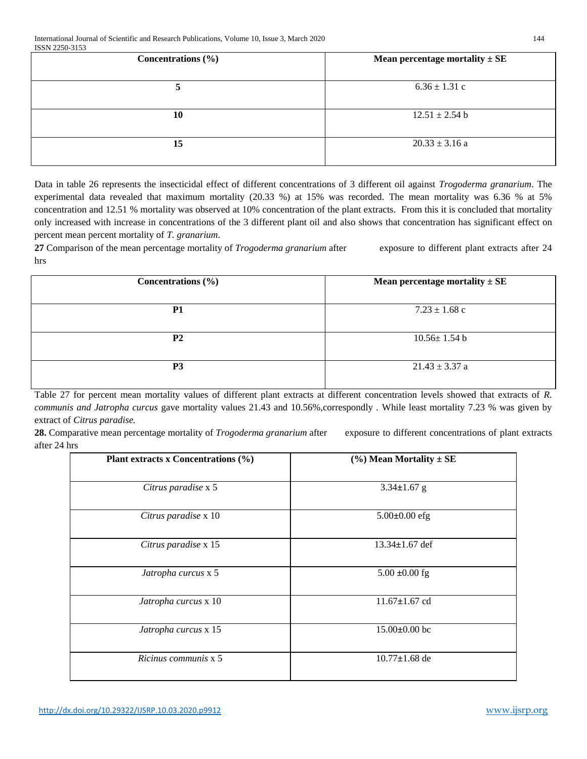| Concentrations (%) | Mean percentage mortality ± SE |
| --- | --- |
| 5 | 6.36 ± 1.31 c |
| 10 | 12.51 ± 2.54 b |
| 15 | 20.33 ± 3.16 a |

Data in table 26 represents the insecticidal effect of different concentrations of 3 different oil against *Trogoderma granarium*. The experimental data revealed that maximum mortality (20.33 %) at 15% was recorded. The mean mortality was 6.36 % at 5% concentration and 12.51 % mortality was observed at 10% concentration of the plant extracts. From this it is concluded that mortality only increased with increase in concentrations of the 3 different plant oil and also shows that concentration has significant effect on percent mean percent mortality of *T. granarium*.

**27** Comparison of the mean percentage mortality of *Trogoderma granarium* after exposure to different plant extracts after 24 hrs

| Concentrations (%) | Mean percentage mortality ± SE |
| --- | --- |
| P1 | 7.23 ± 1.68 c |
| P2 | 10.56± 1.54 b |
| P3 | 21.43 ± 3.37 a |

Table 27 for percent mean mortality values of different plant extracts at different concentration levels showed that extracts of *R. communis and Jatropha curcus* gave mortality values 21.43 and 10.56%,correspondly . While least mortality 7.23 % was given by extract of *Citrus paradise.*

**28.** Comparative mean percentage mortality of *Trogoderma granarium* after exposure to different concentrations of plant extracts after 24 hrs

| Plant extracts x Concentrations (%) | (%) Mean Mortality ± SE |
| --- | --- |
| *Citrus paradise* x 5 | 3.34±1.67 g |
| *Citrus paradise* x 10 | 5.00±0.00 efg |
| *Citrus paradise* x 15 | 13.34±1.67 def |
| *Jatropha curcus* x 5 | 5.00 ±0.00 fg |
| *Jatropha curcus* x 10 | 11.67±1.67 cd |
| *Jatropha curcus* x 15 | 15.00±0.00 bc |
| *Ricinus communis* x 5 | 10.77±1.68 de |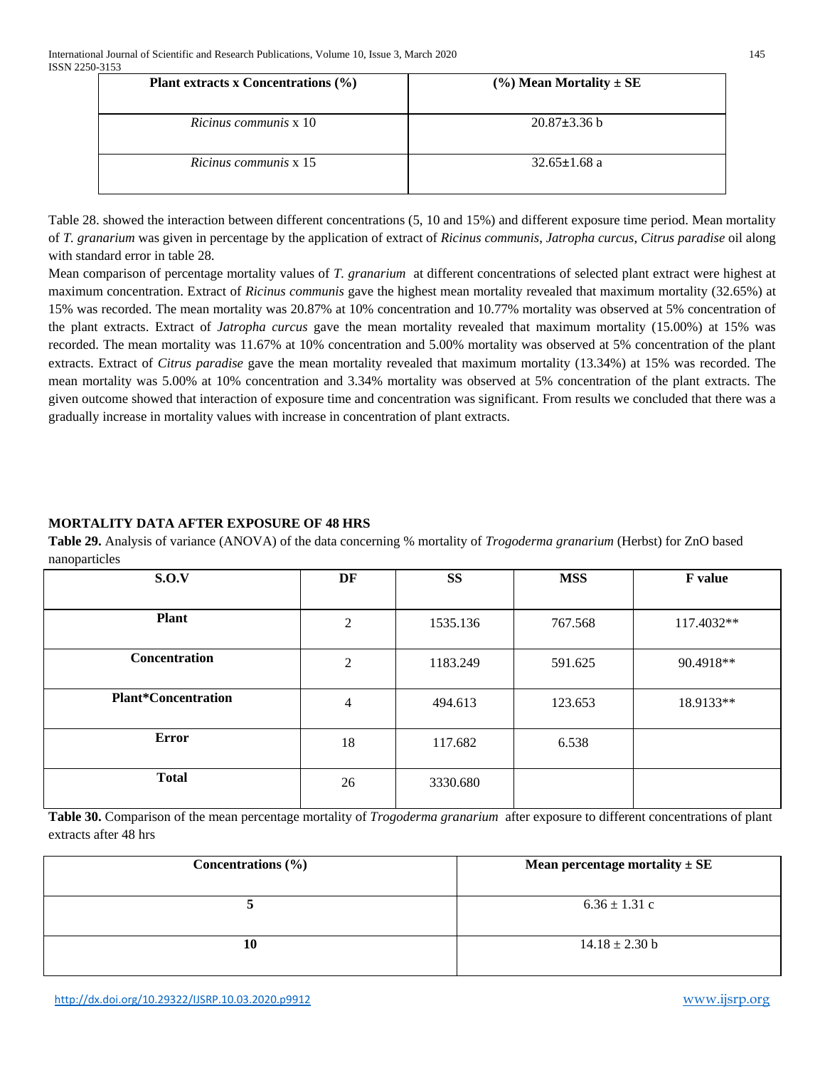| Plant extracts x Concentrations (%) | (%) Mean Mortality ± SE |
|---|---|
| *Ricinus communis* x 10 | 20.87±3.36 b |
| *Ricinus communis* x 15 | 32.65±1.68 a |

Table 28. showed the interaction between different concentrations (5, 10 and 15%) and different exposure time period. Mean mortality of *T. granarium* was given in percentage by the application of extract of *Ricinus communis*, *Jatropha curcus*, *Citrus paradise* oil along with standard error in table 28.

Mean comparison of percentage mortality values of *T. granarium* at different concentrations of selected plant extract were highest at maximum concentration. Extract of *Ricinus communis* gave the highest mean mortality revealed that maximum mortality (32.65%) at 15% was recorded. The mean mortality was 20.87% at 10% concentration and 10.77% mortality was observed at 5% concentration of the plant extracts. Extract of *Jatropha curcus* gave the mean mortality revealed that maximum mortality (15.00%) at 15% was recorded. The mean mortality was 11.67% at 10% concentration and 5.00% mortality was observed at 5% concentration of the plant extracts. Extract of *Citrus paradise* gave the mean mortality revealed that maximum mortality (13.34%) at 15% was recorded. The mean mortality was 5.00% at 10% concentration and 3.34% mortality was observed at 5% concentration of the plant extracts. The given outcome showed that interaction of exposure time and concentration was significant. From results we concluded that there was a gradually increase in mortality values with increase in concentration of plant extracts.

**MORTALITY DATA AFTER EXPOSURE OF 48 HRS**

**Table 29.** Analysis of variance (ANOVA) of the data concerning % mortality of *Trogoderma granarium* (Herbst) for ZnO based nanoparticles

| S.O.V | DF | SS | MSS | F value |
|---|---|---|---|---|
| **Plant** | 2 | 1535.136 | 767.568 | 117.4032** |
| **Concentration** | 2 | 1183.249 | 591.625 | 90.4918** |
| **Plant*Concentration** | 4 | 494.613 | 123.653 | 18.9133** |
| **Error** | 18 | 117.682 | 6.538 | |
| **Total** | 26 | 3330.680 | | |

**Table 30.** Comparison of the mean percentage mortality of *Trogoderma granarium* after exposure to different concentrations of plant extracts after 48 hrs

| Concentrations (%) | Mean percentage mortality ± SE |
|---|---|
| **5** | 6.36 ± 1.31 c |
| **10** | 14.18 ± 2.30 b |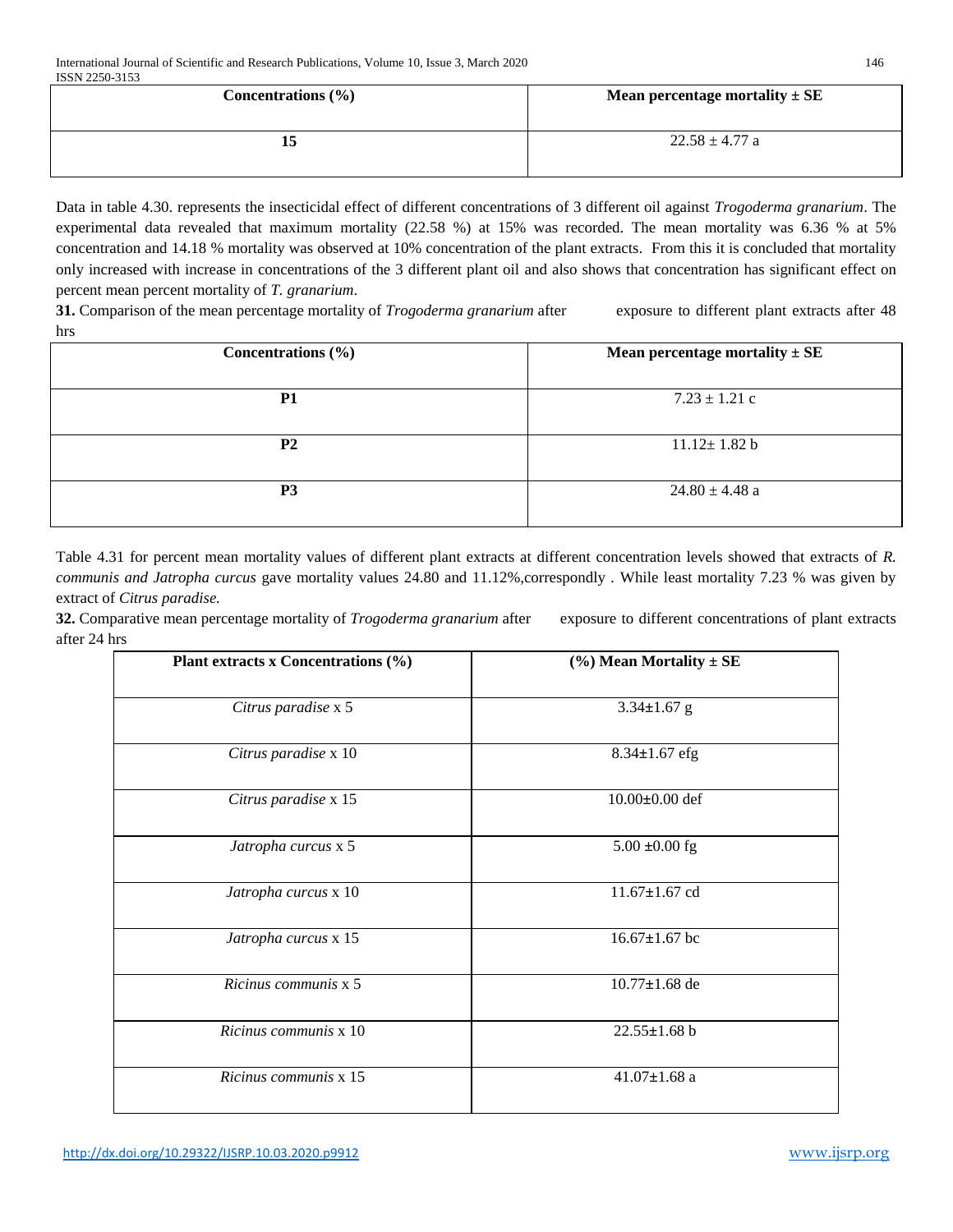| Concentrations (%) | Mean percentage mortality ± SE |
|---|---|
| 15 | 22.58 ± 4.77 a |

Data in table 4.30. represents the insecticidal effect of different concentrations of 3 different oil against *Trogoderma granarium*. The experimental data revealed that maximum mortality (22.58 %) at 15% was recorded. The mean mortality was 6.36 % at 5% concentration and 14.18 % mortality was observed at 10% concentration of the plant extracts. From this it is concluded that mortality only increased with increase in concentrations of the 3 different plant oil and also shows that concentration has significant effect on percent mean percent mortality of *T. granarium*.

**31.** Comparison of the mean percentage mortality of *Trogoderma granarium* after exposure to different plant extracts after 48 hrs

| Concentrations (%) | Mean percentage mortality ± SE |
|---|---|
| P1 | 7.23 ± 1.21 c |
| P2 | 11.12± 1.82 b |
| P3 | 24.80 ± 4.48 a |

Table 4.31 for percent mean mortality values of different plant extracts at different concentration levels showed that extracts of *R. communis and Jatropha curcus* gave mortality values 24.80 and 11.12%,correspondly . While least mortality 7.23 % was given by extract of *Citrus paradise.*

**32.** Comparative mean percentage mortality of *Trogoderma granarium* after exposure to different concentrations of plant extracts after 24 hrs

| Plant extracts x Concentrations (%) | (%) Mean Mortality ± SE |
|---|---|
| *Citrus paradise* x 5 | 3.34±1.67 g |
| *Citrus paradise* x 10 | 8.34±1.67 efg |
| *Citrus paradise* x 15 | 10.00±0.00 def |
| *Jatropha curcus* x 5 | 5.00 ±0.00 fg |
| *Jatropha curcus* x 10 | 11.67±1.67 cd |
| *Jatropha curcus* x 15 | 16.67±1.67 bc |
| *Ricinus communis* x 5 | 10.77±1.68 de |
| *Ricinus communis* x 10 | 22.55±1.68 b |
| *Ricinus communis* x 15 | 41.07±1.68 a |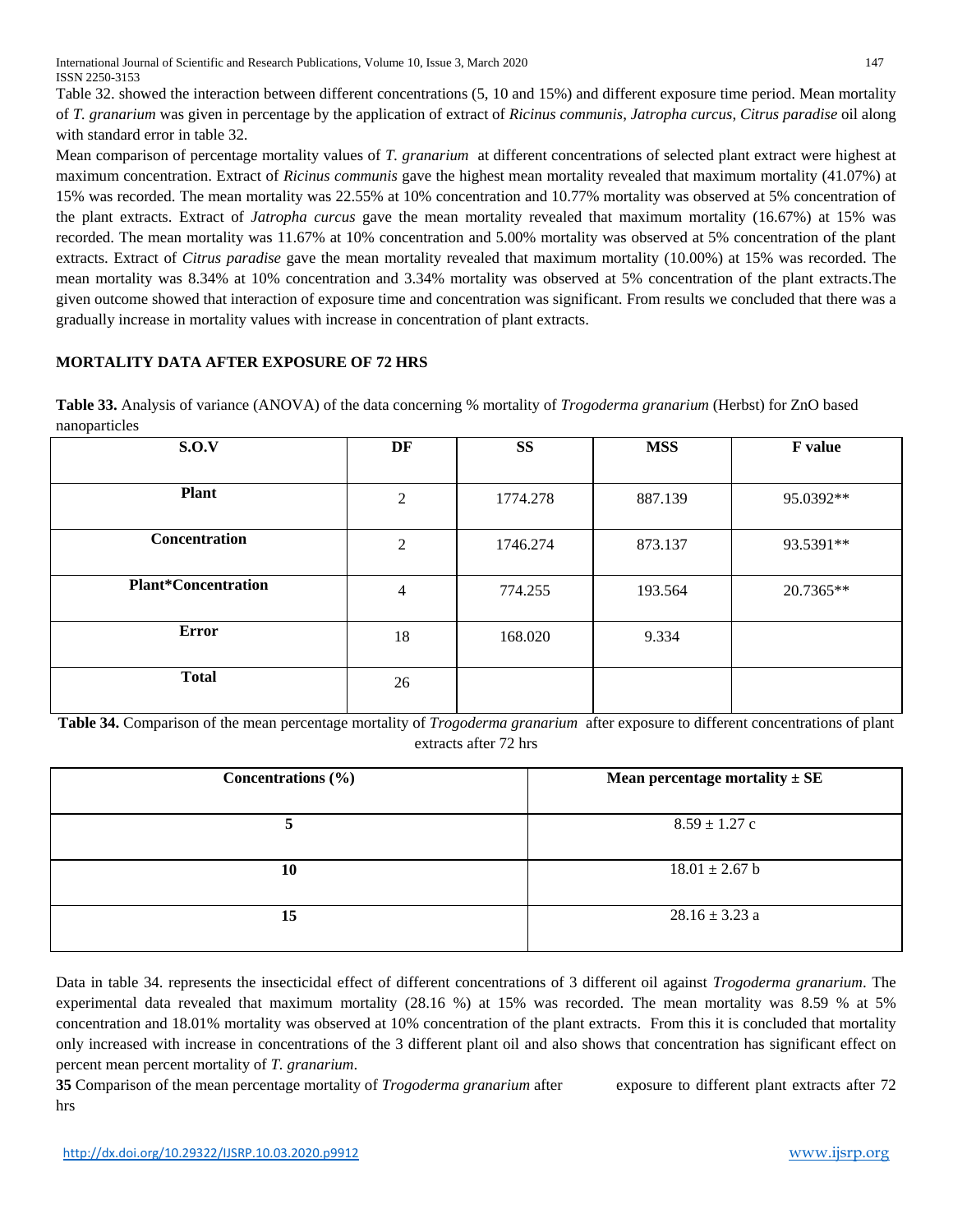Table 32. showed the interaction between different concentrations (5, 10 and 15%) and different exposure time period. Mean mortality of *T. granarium* was given in percentage by the application of extract of *Ricinus communis*, *Jatropha curcus*, *Citrus paradise* oil along with standard error in table 32.

Mean comparison of percentage mortality values of *T. granarium* at different concentrations of selected plant extract were highest at maximum concentration. Extract of *Ricinus communis* gave the highest mean mortality revealed that maximum mortality (41.07%) at 15% was recorded. The mean mortality was 22.55% at 10% concentration and 10.77% mortality was observed at 5% concentration of the plant extracts. Extract of *Jatropha curcus* gave the mean mortality revealed that maximum mortality (16.67%) at 15% was recorded. The mean mortality was 11.67% at 10% concentration and 5.00% mortality was observed at 5% concentration of the plant extracts. Extract of *Citrus paradise* gave the mean mortality revealed that maximum mortality (10.00%) at 15% was recorded. The mean mortality was 8.34% at 10% concentration and 3.34% mortality was observed at 5% concentration of the plant extracts.The given outcome showed that interaction of exposure time and concentration was significant. From results we concluded that there was a gradually increase in mortality values with increase in concentration of plant extracts.

**MORTALITY DATA AFTER EXPOSURE OF 72 HRS**

**Table 33.** Analysis of variance (ANOVA) of the data concerning % mortality of *Trogoderma granarium* (Herbst) for ZnO based nanoparticles

| S.O.V | DF | SS | MSS | F value |
|---|---|---|---|---|
| **Plant** | 2 | 1774.278 | 887.139 | 95.0392** |
| **Concentration** | 2 | 1746.274 | 873.137 | 93.5391** |
| **Plant*Concentration** | 4 | 774.255 | 193.564 | 20.7365** |
| **Error** | 18 | 168.020 | 9.334 | |
| **Total** | 26 | | | |

**Table 34.** Comparison of the mean percentage mortality of *Trogoderma granarium* after exposure to different concentrations of plant extracts after 72 hrs

| Concentrations (%) | Mean percentage mortality ± SE |
|---|---|
| **5** | 8.59 ± 1.27 c |
| **10** | 18.01 ± 2.67 b |
| **15** | 28.16 ± 3.23 a |

Data in table 34. represents the insecticidal effect of different concentrations of 3 different oil against *Trogoderma granarium*. The experimental data revealed that maximum mortality (28.16 %) at 15% was recorded. The mean mortality was 8.59 % at 5% concentration and 18.01% mortality was observed at 10% concentration of the plant extracts. From this it is concluded that mortality only increased with increase in concentrations of the 3 different plant oil and also shows that concentration has significant effect on percent mean percent mortality of *T. granarium*.

**35** Comparison of the mean percentage mortality of *Trogoderma granarium* after exposure to different plant extracts after 72 hrs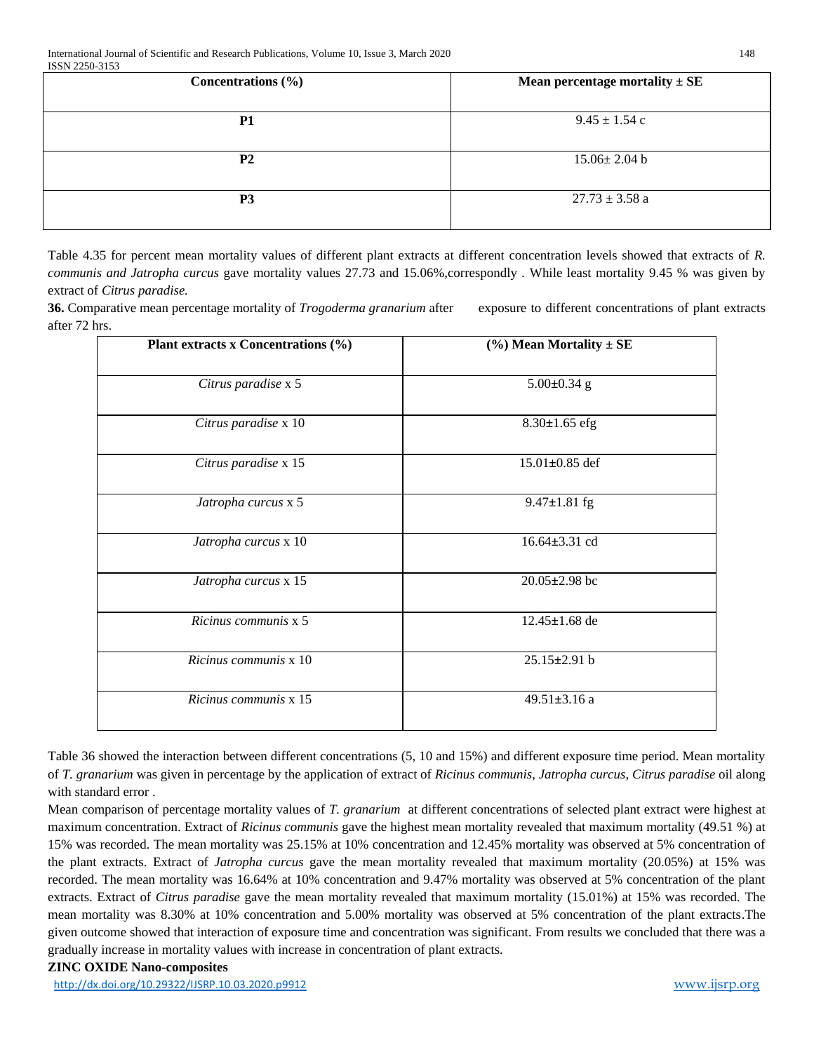| Concentrations (%) | Mean percentage mortality ± SE |
|---|---|
| P1 | 9.45 ± 1.54 c |
| P2 | 15.06± 2.04 b |
| P3 | 27.73 ± 3.58 a |

Table 4.35 for percent mean mortality values of different plant extracts at different concentration levels showed that extracts of *R. communis and Jatropha curcus* gave mortality values 27.73 and 15.06%,correspondly . While least mortality 9.45 % was given by extract of *Citrus paradise.*

**36.** Comparative mean percentage mortality of *Trogoderma granarium* after exposure to different concentrations of plant extracts after 72 hrs.

| Plant extracts x Concentrations (%) | (%) Mean Mortality ± SE |
|---|---|
| *Citrus paradise* x 5 | 5.00±0.34 g |
| *Citrus paradise* x 10 | 8.30±1.65 efg |
| *Citrus paradise* x 15 | 15.01±0.85 def |
| *Jatropha curcus* x 5 | 9.47±1.81 fg |
| *Jatropha curcus* x 10 | 16.64±3.31 cd |
| *Jatropha curcus* x 15 | 20.05±2.98 bc |
| *Ricinus communis* x 5 | 12.45±1.68 de |
| *Ricinus communis* x 10 | 25.15±2.91 b |
| *Ricinus communis* x 15 | 49.51±3.16 a |

Table 36 showed the interaction between different concentrations (5, 10 and 15%) and different exposure time period. Mean mortality of *T. granarium* was given in percentage by the application of extract of *Ricinus communis*, *Jatropha curcus*, *Citrus paradise* oil along with standard error .

Mean comparison of percentage mortality values of *T. granarium* at different concentrations of selected plant extract were highest at maximum concentration. Extract of *Ricinus communis* gave the highest mean mortality revealed that maximum mortality (49.51 %) at 15% was recorded. The mean mortality was 25.15% at 10% concentration and 12.45% mortality was observed at 5% concentration of the plant extracts. Extract of *Jatropha curcus* gave the mean mortality revealed that maximum mortality (20.05%) at 15% was recorded. The mean mortality was 16.64% at 10% concentration and 9.47% mortality was observed at 5% concentration of the plant extracts. Extract of *Citrus paradise* gave the mean mortality revealed that maximum mortality (15.01%) at 15% was recorded. The mean mortality was 8.30% at 10% concentration and 5.00% mortality was observed at 5% concentration of the plant extracts.The given outcome showed that interaction of exposure time and concentration was significant. From results we concluded that there was a gradually increase in mortality values with increase in concentration of plant extracts.

**ZINC OXIDE Nano-composites**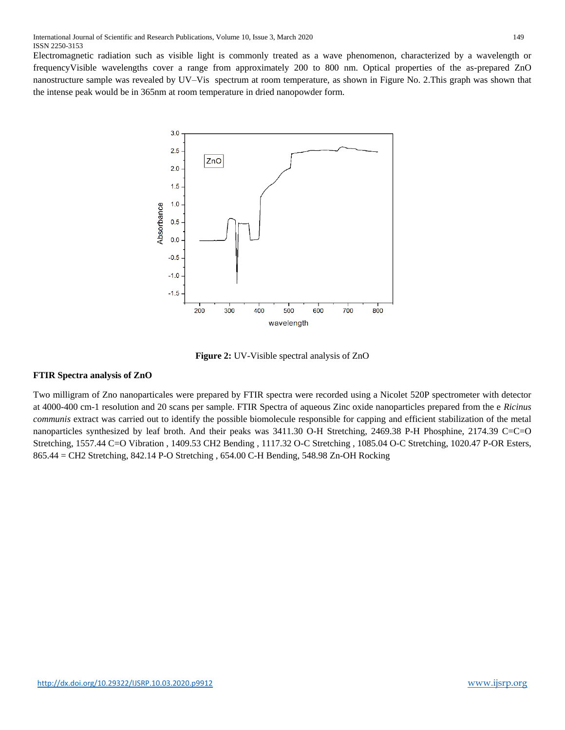Electromagnetic radiation such as visible light is commonly treated as a wave phenomenon, characterized by a wavelength or frequencyVisible wavelengths cover a range from approximately 200 to 800 nm. Optical properties of the as-prepared ZnO nanostructure sample was revealed by UV–Vis spectrum at room temperature, as shown in Figure No. 2.This graph was shown that the intense peak would be in 365nm at room temperature in dried nanopowder form.

**Figure 2:** UV-Visible spectral analysis of ZnO

**FTIR Spectra analysis of ZnO**

Two milligram of Zno nanoparticales were prepared by FTIR spectra were recorded using a Nicolet 520P spectrometer with detector at 4000-400 cm-1 resolution and 20 scans per sample. FTIR Spectra of aqueous Zinc oxide nanoparticles prepared from the e *Ricinus communis* extract was carried out to identify the possible biomolecule responsible for capping and efficient stabilization of the metal nanoparticles synthesized by leaf broth. And their peaks was 3411.30 O-H Stretching, 2469.38 P-H Phosphine, 2174.39 C=C=O Stretching, 1557.44 C=O Vibration , 1409.53 CH2 Bending , 1117.32 O-C Stretching , 1085.04 O-C Stretching, 1020.47 P-OR Esters, 865.44 = CH2 Stretching, 842.14 P-O Stretching , 654.00 C-H Bending, 548.98 Zn-OH Rocking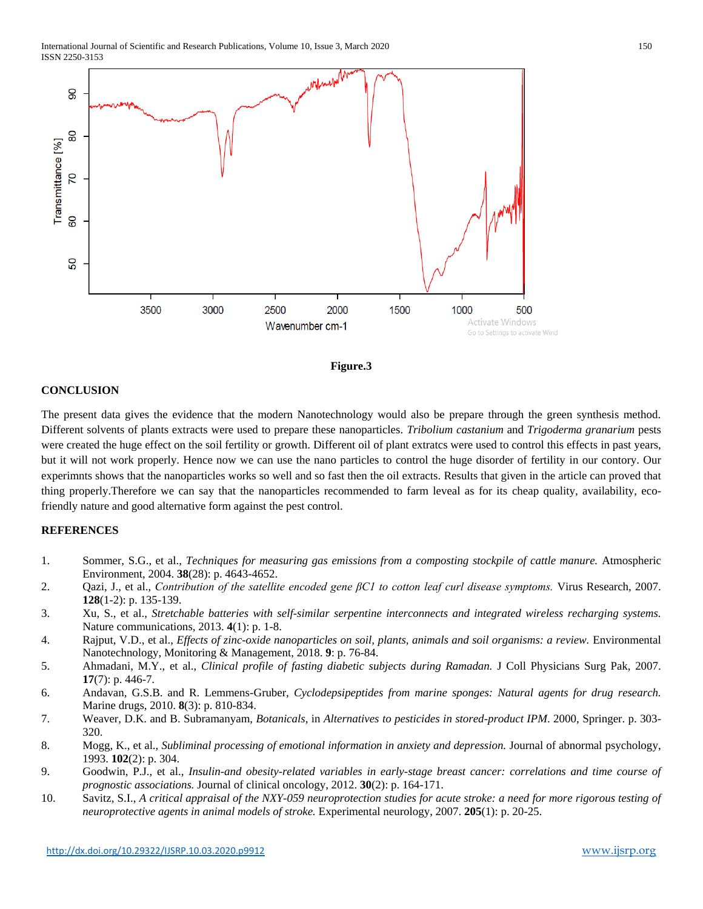**Figure.3**

## CONCLUSION

The present data gives the evidence that the modern Nanotechnology would also be prepare through the green synthesis method. Different solvents of plants extracts were used to prepare these nanoparticles. *Tribolium castanium* and *Trigoderma granarium* pests were created the huge effect on the soil fertility or growth. Different oil of plant extratcs were used to control this effects in past years, but it will not work properly. Hence now we can use the nano particles to control the huge disorder of fertility in our contory. Our experimnts shows that the nanoparticles works so well and so fast then the oil extracts. Results that given in the article can proved that thing properly.Therefore we can say that the nanoparticles recommended to farm leveal as for its cheap quality, availability, eco-friendly nature and good alternative form against the pest control.

## REFERENCES

1. Sommer, S.G., et al., *Techniques for measuring gas emissions from a composting stockpile of cattle manure.* Atmospheric Environment, 2004. **38**(28): p. 4643-4652.
2. Qazi, J., et al., *Contribution of the satellite encoded gene βC1 to cotton leaf curl disease symptoms.* Virus Research, 2007. **128**(1-2): p. 135-139.
3. Xu, S., et al., *Stretchable batteries with self-similar serpentine interconnects and integrated wireless recharging systems.* Nature communications, 2013. **4**(1): p. 1-8.
4. Rajput, V.D., et al., *Effects of zinc-oxide nanoparticles on soil, plants, animals and soil organisms: a review.* Environmental Nanotechnology, Monitoring & Management, 2018. **9**: p. 76-84.
5. Ahmadani, M.Y., et al., *Clinical profile of fasting diabetic subjects during Ramadan.* J Coll Physicians Surg Pak, 2007. **17**(7): p. 446-7.
6. Andavan, G.S.B. and R. Lemmens-Gruber, *Cyclodepsipeptides from marine sponges: Natural agents for drug research.* Marine drugs, 2010. **8**(3): p. 810-834.
7. Weaver, D.K. and B. Subramanyam, *Botanicals*, in *Alternatives to pesticides in stored-product IPM*. 2000, Springer. p. 303-320.
8. Mogg, K., et al., *Subliminal processing of emotional information in anxiety and depression.* Journal of abnormal psychology, 1993. **102**(2): p. 304.
9. Goodwin, P.J., et al., *Insulin-and obesity-related variables in early-stage breast cancer: correlations and time course of prognostic associations.* Journal of clinical oncology, 2012. **30**(2): p. 164-171.
10. Savitz, S.I., *A critical appraisal of the NXY-059 neuroprotection studies for acute stroke: a need for more rigorous testing of neuroprotective agents in animal models of stroke.* Experimental neurology, 2007. **205**(1): p. 20-25.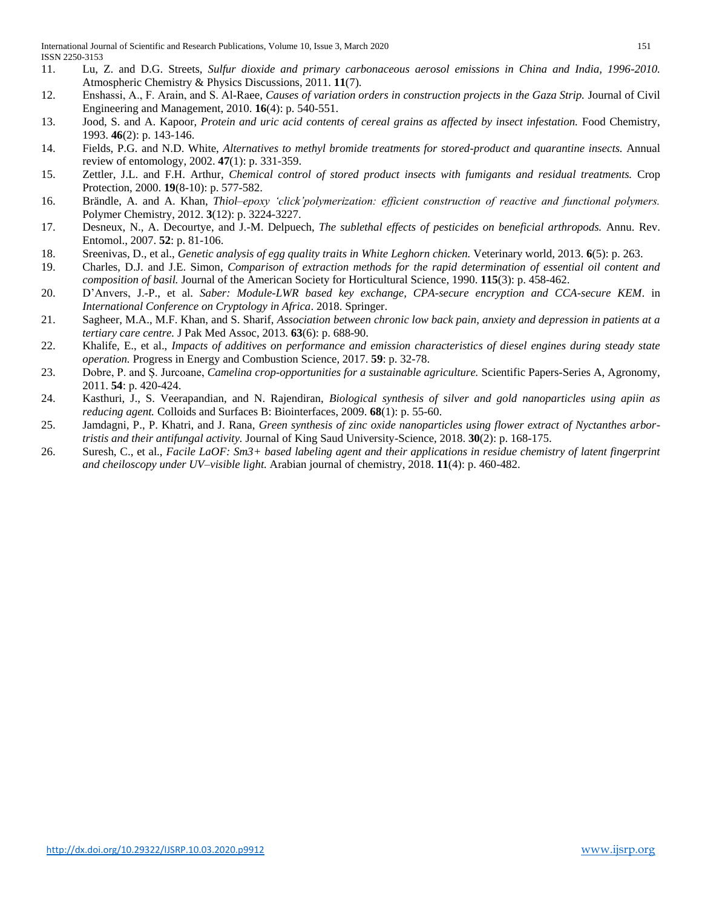11. Lu, Z. and D.G. Streets, *Sulfur dioxide and primary carbonaceous aerosol emissions in China and India, 1996-2010.* Atmospheric Chemistry & Physics Discussions, 2011. **11**(7).
12. Enshassi, A., F. Arain, and S. Al-Raee, *Causes of variation orders in construction projects in the Gaza Strip.* Journal of Civil Engineering and Management, 2010. **16**(4): p. 540-551.
13. Jood, S. and A. Kapoor, *Protein and uric acid contents of cereal grains as affected by insect infestation.* Food Chemistry, 1993. **46**(2): p. 143-146.
14. Fields, P.G. and N.D. White, *Alternatives to methyl bromide treatments for stored-product and quarantine insects.* Annual review of entomology, 2002. **47**(1): p. 331-359.
15. Zettler, J.L. and F.H. Arthur, *Chemical control of stored product insects with fumigants and residual treatments.* Crop Protection, 2000. **19**(8-10): p. 577-582.
16. Brändle, A. and A. Khan, *Thiol–epoxy 'click'polymerization: efficient construction of reactive and functional polymers.* Polymer Chemistry, 2012. **3**(12): p. 3224-3227.
17. Desneux, N., A. Decourtye, and J.-M. Delpuech, *The sublethal effects of pesticides on beneficial arthropods.* Annu. Rev. Entomol., 2007. **52**: p. 81-106.
18. Sreenivas, D., et al., *Genetic analysis of egg quality traits in White Leghorn chicken.* Veterinary world, 2013. **6**(5): p. 263.
19. Charles, D.J. and J.E. Simon, *Comparison of extraction methods for the rapid determination of essential oil content and composition of basil.* Journal of the American Society for Horticultural Science, 1990. **115**(3): p. 458-462.
20. D'Anvers, J.-P., et al. *Saber: Module-LWR based key exchange, CPA-secure encryption and CCA-secure KEM*. in *International Conference on Cryptology in Africa*. 2018. Springer.
21. Sagheer, M.A., M.F. Khan, and S. Sharif, *Association between chronic low back pain, anxiety and depression in patients at a tertiary care centre.* J Pak Med Assoc, 2013. **63**(6): p. 688-90.
22. Khalife, E., et al., *Impacts of additives on performance and emission characteristics of diesel engines during steady state operation.* Progress in Energy and Combustion Science, 2017. **59**: p. 32-78.
23. Dobre, P. and Ș. Jurcoane, *Camelina crop-opportunities for a sustainable agriculture.* Scientific Papers-Series A, Agronomy, 2011. **54**: p. 420-424.
24. Kasthuri, J., S. Veerapandian, and N. Rajendiran, *Biological synthesis of silver and gold nanoparticles using apiin as reducing agent.* Colloids and Surfaces B: Biointerfaces, 2009. **68**(1): p. 55-60.
25. Jamdagni, P., P. Khatri, and J. Rana, *Green synthesis of zinc oxide nanoparticles using flower extract of Nyctanthes arbor-tristis and their antifungal activity.* Journal of King Saud University-Science, 2018. **30**(2): p. 168-175.
26. Suresh, C., et al., *Facile LaOF: $Sm^{3+}$ based labeling agent and their applications in residue chemistry of latent fingerprint and cheiloscopy under UV–visible light.* Arabian journal of chemistry, 2018. **11**(4): p. 460-482.